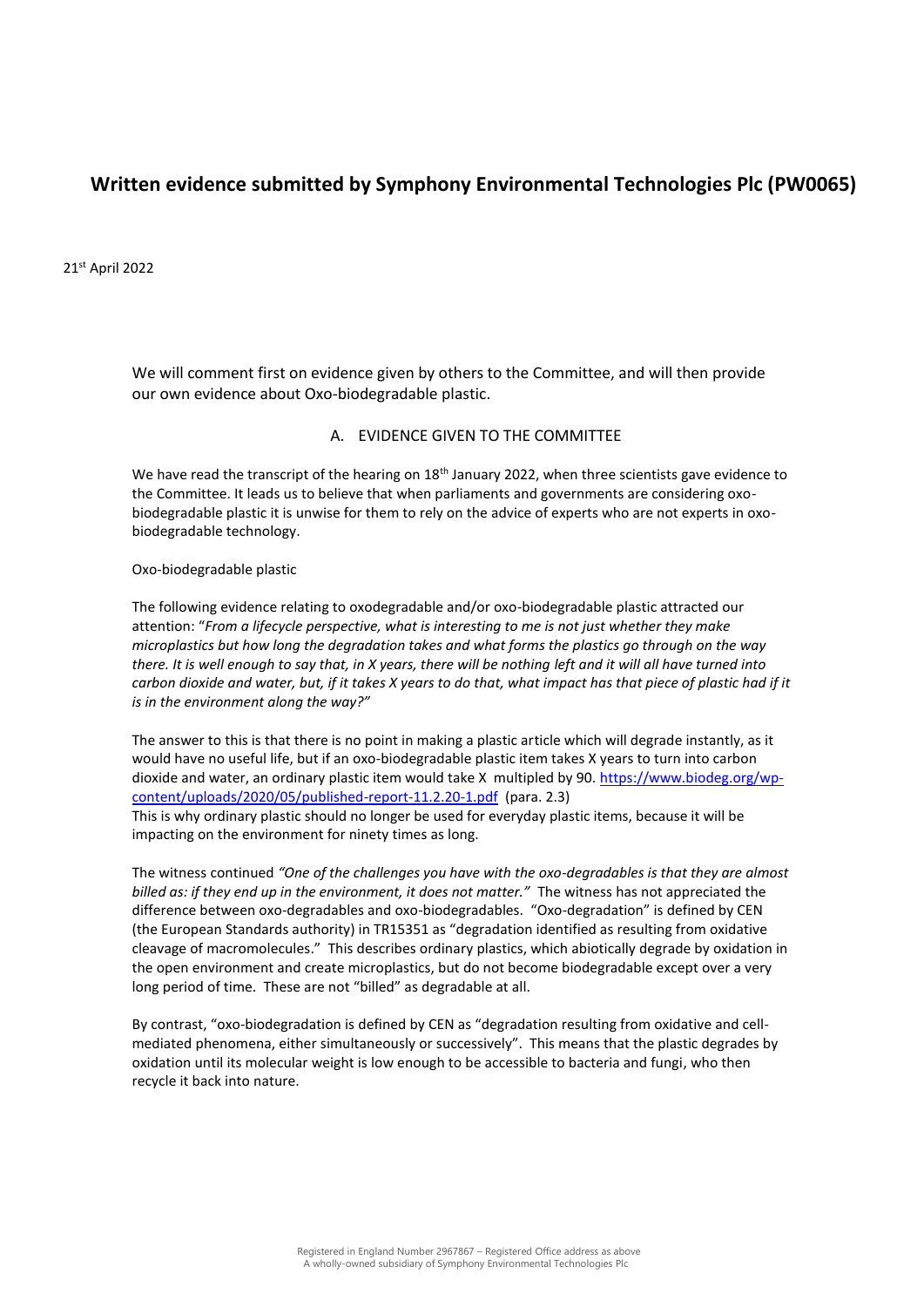# Written evidence submitted by Symphony Environmental Technologies Plc (PW0065)

21st April 2022

We will comment first on evidence given by others to the Committee, and will then provide our own evidence about Oxo-biodegradable plastic.

## A. EVIDENCE GIVEN TO THE COMMITTEE

We have read the transcript of the hearing on 18th January 2022, when three scientists gave evidence to the Committee. It leads us to believe that when parliaments and governments are considering oxo-biodegradable plastic it is unwise for them to rely on the advice of experts who are not experts in oxo-biodegradable technology.

Oxo-biodegradable plastic

The following evidence relating to oxodegradable and/or oxo-biodegradable plastic attracted our attention: "*From a lifecycle perspective, what is interesting to me is not just whether they make microplastics but how long the degradation takes and what forms the plastics go through on the way there. It is well enough to say that, in X years, there will be nothing left and it will all have turned into carbon dioxide and water, but, if it takes X years to do that, what impact has that piece of plastic had if it is in the environment along the way?"*

The answer to this is that there is no point in making a plastic article which will degrade instantly, as it would have no useful life, but if an oxo-biodegradable plastic item takes X years to turn into carbon dioxide and water, an ordinary plastic item would take X multipled by 90. https://www.biodeg.org/wp-content/uploads/2020/05/published-report-11.2.20-1.pdf (para. 2.3)
This is why ordinary plastic should no longer be used for everyday plastic items, because it will be impacting on the environment for ninety times as long.

The witness continued *"One of the challenges you have with the oxo-degradables is that they are almost billed as: if they end up in the environment, it does not matter."* The witness has not appreciated the difference between oxo-degradables and oxo-biodegradables. "Oxo-degradation" is defined by CEN (the European Standards authority) in TR15351 as "degradation identified as resulting from oxidative cleavage of macromolecules." This describes ordinary plastics, which abiotically degrade by oxidation in the open environment and create microplastics, but do not become biodegradable except over a very long period of time. These are not "billed" as degradable at all.

By contrast, "oxo-biodegradation is defined by CEN as "degradation resulting from oxidative and cell-mediated phenomena, either simultaneously or successively". This means that the plastic degrades by oxidation until its molecular weight is low enough to be accessible to bacteria and fungi, who then recycle it back into nature.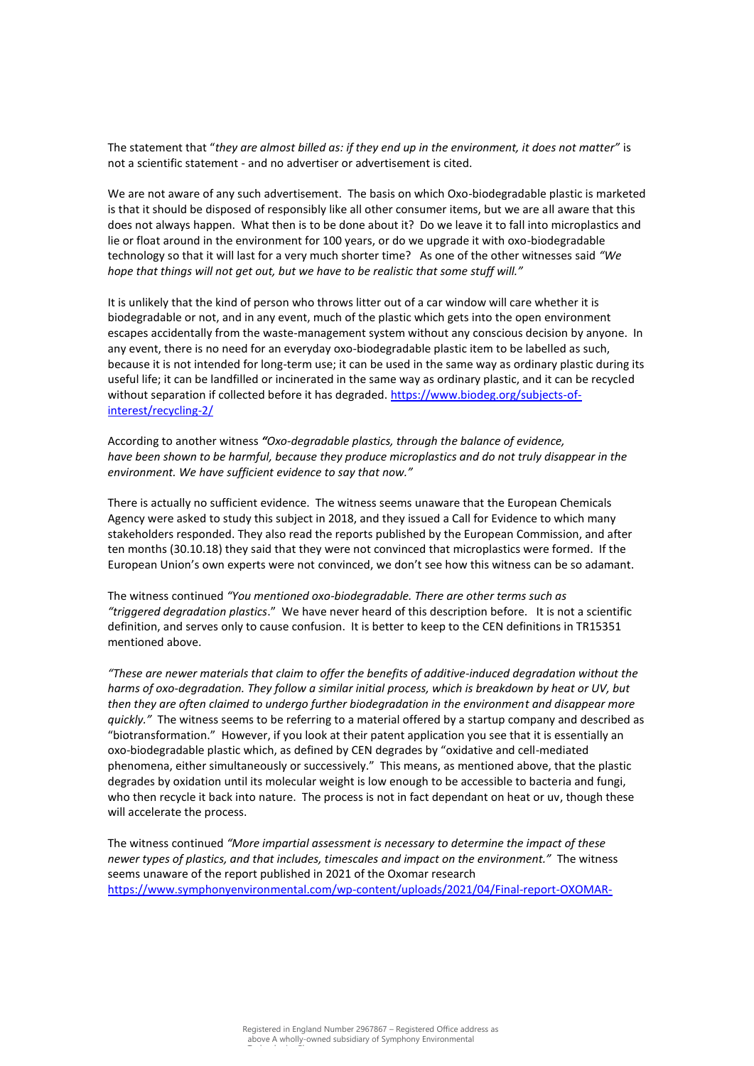The statement that "*they are almost billed as: if they end up in the environment, it does not matter"* is not a scientific statement - and no advertiser or advertisement is cited.

We are not aware of any such advertisement. The basis on which Oxo-biodegradable plastic is marketed is that it should be disposed of responsibly like all other consumer items, but we are all aware that this does not always happen. What then is to be done about it? Do we leave it to fall into microplastics and lie or float around in the environment for 100 years, or do we upgrade it with oxo-biodegradable technology so that it will last for a very much shorter time? As one of the other witnesses said *"We hope that things will not get out, but we have to be realistic that some stuff will."*

It is unlikely that the kind of person who throws litter out of a car window will care whether it is biodegradable or not, and in any event, much of the plastic which gets into the open environment escapes accidentally from the waste-management system without any conscious decision by anyone. In any event, there is no need for an everyday oxo-biodegradable plastic item to be labelled as such, because it is not intended for long-term use; it can be used in the same way as ordinary plastic during its useful life; it can be landfilled or incinerated in the same way as ordinary plastic, and it can be recycled without separation if collected before it has degraded. https://www.biodeg.org/subjects-of-interest/recycling-2/

According to another witness ***"****Oxo-degradable plastics, through the balance of evidence, have been shown to be harmful, because they produce microplastics and do not truly disappear in the environment. We have sufficient evidence to say that now."*

There is actually no sufficient evidence. The witness seems unaware that the European Chemicals Agency were asked to study this subject in 2018, and they issued a Call for Evidence to which many stakeholders responded. They also read the reports published by the European Commission, and after ten months (30.10.18) they said that they were not convinced that microplastics were formed. If the European Union's own experts were not convinced, we don't see how this witness can be so adamant.

The witness continued *"You mentioned oxo-biodegradable. There are other terms such as "triggered degradation plastics*." We have never heard of this description before. It is not a scientific definition, and serves only to cause confusion. It is better to keep to the CEN definitions in TR15351 mentioned above.

*"These are newer materials that claim to offer the benefits of additive-induced degradation without the harms of oxo-degradation. They follow a similar initial process, which is breakdown by heat or UV, but then they are often claimed to undergo further biodegradation in the environment and disappear more quickly."* The witness seems to be referring to a material offered by a startup company and described as "biotransformation." However, if you look at their patent application you see that it is essentially an oxo-biodegradable plastic which, as defined by CEN degrades by "oxidative and cell-mediated phenomena, either simultaneously or successively." This means, as mentioned above, that the plastic degrades by oxidation until its molecular weight is low enough to be accessible to bacteria and fungi, who then recycle it back into nature. The process is not in fact dependant on heat or uv, though these will accelerate the process.

The witness continued *"More impartial assessment is necessary to determine the impact of these newer types of plastics, and that includes, timescales and impact on the environment."* The witness seems unaware of the report published in 2021 of the Oxomar research https://www.symphonyenvironmental.com/wp-content/uploads/2021/04/Final-report-OXOMAR-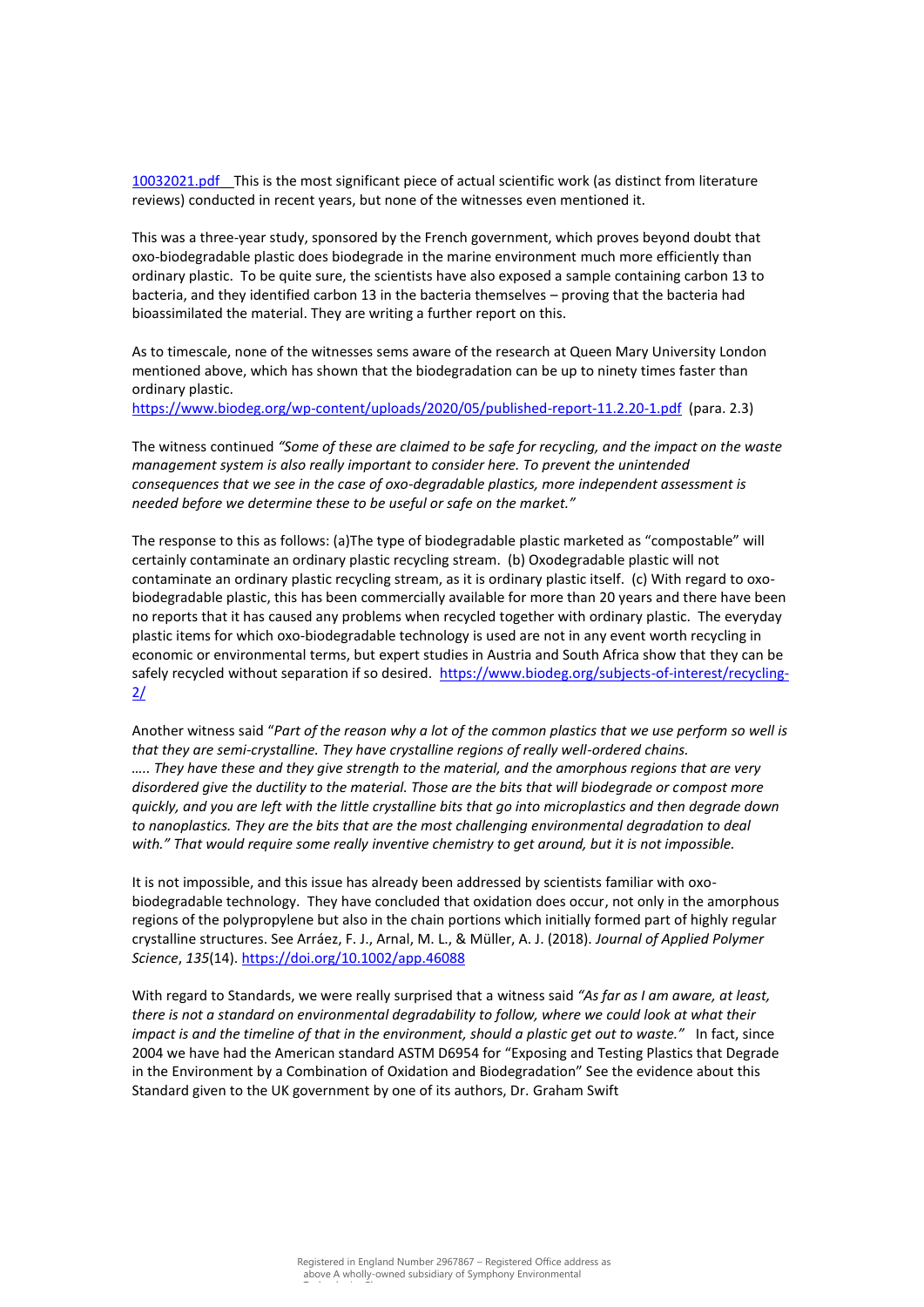10032021.pdf This is the most significant piece of actual scientific work (as distinct from literature reviews) conducted in recent years, but none of the witnesses even mentioned it.

This was a three-year study, sponsored by the French government, which proves beyond doubt that oxo-biodegradable plastic does biodegrade in the marine environment much more efficiently than ordinary plastic. To be quite sure, the scientists have also exposed a sample containing carbon 13 to bacteria, and they identified carbon 13 in the bacteria themselves – proving that the bacteria had bioassimilated the material. They are writing a further report on this.

As to timescale, none of the witnesses sems aware of the research at Queen Mary University London mentioned above, which has shown that the biodegradation can be up to ninety times faster than ordinary plastic.
https://www.biodeg.org/wp-content/uploads/2020/05/published-report-11.2.20-1.pdf (para. 2.3)

The witness continued *"Some of these are claimed to be safe for recycling, and the impact on the waste management system is also really important to consider here. To prevent the unintended consequences that we see in the case of oxo-degradable plastics, more independent assessment is needed before we determine these to be useful or safe on the market."*

The response to this as follows: (a)The type of biodegradable plastic marketed as "compostable" will certainly contaminate an ordinary plastic recycling stream. (b) Oxodegradable plastic will not contaminate an ordinary plastic recycling stream, as it is ordinary plastic itself. (c) With regard to oxo-biodegradable plastic, this has been commercially available for more than 20 years and there have been no reports that it has caused any problems when recycled together with ordinary plastic. The everyday plastic items for which oxo-biodegradable technology is used are not in any event worth recycling in economic or environmental terms, but expert studies in Austria and South Africa show that they can be safely recycled without separation if so desired. https://www.biodeg.org/subjects-of-interest/recycling-2/

Another witness said "*Part of the reason why a lot of the common plastics that we use perform so well is that they are semi-crystalline. They have crystalline regions of really well-ordered chains. ….. They have these and they give strength to the material, and the amorphous regions that are very disordered give the ductility to the material. Those are the bits that will biodegrade or compost more quickly, and you are left with the little crystalline bits that go into microplastics and then degrade down to nanoplastics. They are the bits that are the most challenging environmental degradation to deal with." That would require some really inventive chemistry to get around, but it is not impossible.*

It is not impossible, and this issue has already been addressed by scientists familiar with oxo-biodegradable technology. They have concluded that oxidation does occur, not only in the amorphous regions of the polypropylene but also in the chain portions which initially formed part of highly regular crystalline structures. See Arráez, F. J., Arnal, M. L., & Müller, A. J. (2018). *Journal of Applied Polymer Science*, *135*(14). https://doi.org/10.1002/app.46088

With regard to Standards, we were really surprised that a witness said *"As far as I am aware, at least, there is not a standard on environmental degradability to follow, where we could look at what their impact is and the timeline of that in the environment, should a plastic get out to waste."* In fact, since 2004 we have had the American standard ASTM D6954 for "Exposing and Testing Plastics that Degrade in the Environment by a Combination of Oxidation and Biodegradation" See the evidence about this Standard given to the UK government by one of its authors, Dr. Graham Swift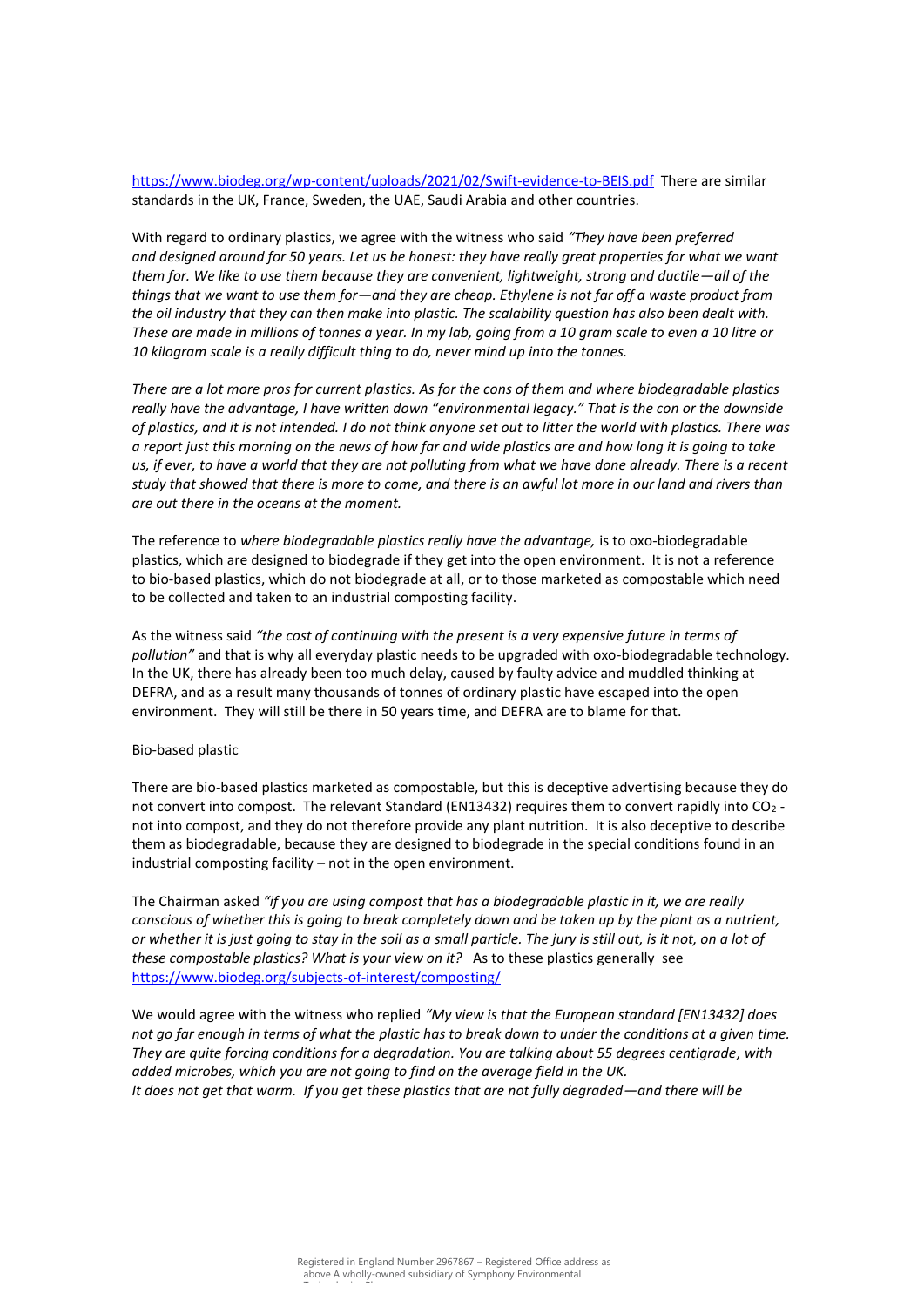https://www.biodeg.org/wp-content/uploads/2021/02/Swift-evidence-to-BEIS.pdf There are similar standards in the UK, France, Sweden, the UAE, Saudi Arabia and other countries.

With regard to ordinary plastics, we agree with the witness who said *"They have been preferred and designed around for 50 years. Let us be honest: they have really great properties for what we want them for. We like to use them because they are convenient, lightweight, strong and ductile—all of the things that we want to use them for—and they are cheap. Ethylene is not far off a waste product from the oil industry that they can then make into plastic. The scalability question has also been dealt with. These are made in millions of tonnes a year. In my lab, going from a 10 gram scale to even a 10 litre or 10 kilogram scale is a really difficult thing to do, never mind up into the tonnes.*

*There are a lot more pros for current plastics. As for the cons of them and where biodegradable plastics really have the advantage, I have written down "environmental legacy." That is the con or the downside of plastics, and it is not intended. I do not think anyone set out to litter the world with plastics. There was a report just this morning on the news of how far and wide plastics are and how long it is going to take us, if ever, to have a world that they are not polluting from what we have done already. There is a recent study that showed that there is more to come, and there is an awful lot more in our land and rivers than are out there in the oceans at the moment.*

The reference to *where biodegradable plastics really have the advantage,* is to oxo-biodegradable plastics, which are designed to biodegrade if they get into the open environment. It is not a reference to bio-based plastics, which do not biodegrade at all, or to those marketed as compostable which need to be collected and taken to an industrial composting facility.

As the witness said *"the cost of continuing with the present is a very expensive future in terms of pollution"* and that is why all everyday plastic needs to be upgraded with oxo-biodegradable technology. In the UK, there has already been too much delay, caused by faulty advice and muddled thinking at DEFRA, and as a result many thousands of tonnes of ordinary plastic have escaped into the open environment. They will still be there in 50 years time, and DEFRA are to blame for that.

Bio-based plastic

There are bio-based plastics marketed as compostable, but this is deceptive advertising because they do not convert into compost. The relevant Standard (EN13432) requires them to convert rapidly into $CO_2$ - not into compost, and they do not therefore provide any plant nutrition. It is also deceptive to describe them as biodegradable, because they are designed to biodegrade in the special conditions found in an industrial composting facility – not in the open environment.

The Chairman asked *"if you are using compost that has a biodegradable plastic in it, we are really conscious of whether this is going to break completely down and be taken up by the plant as a nutrient, or whether it is just going to stay in the soil as a small particle. The jury is still out, is it not, on a lot of these compostable plastics? What is your view on it?* As to these plastics generally see https://www.biodeg.org/subjects-of-interest/composting/

We would agree with the witness who replied *"My view is that the European standard [EN13432] does not go far enough in terms of what the plastic has to break down to under the conditions at a given time. They are quite forcing conditions for a degradation. You are talking about 55 degrees centigrade, with added microbes, which you are not going to find on the average field in the UK. It does not get that warm. If you get these plastics that are not fully degraded—and there will be*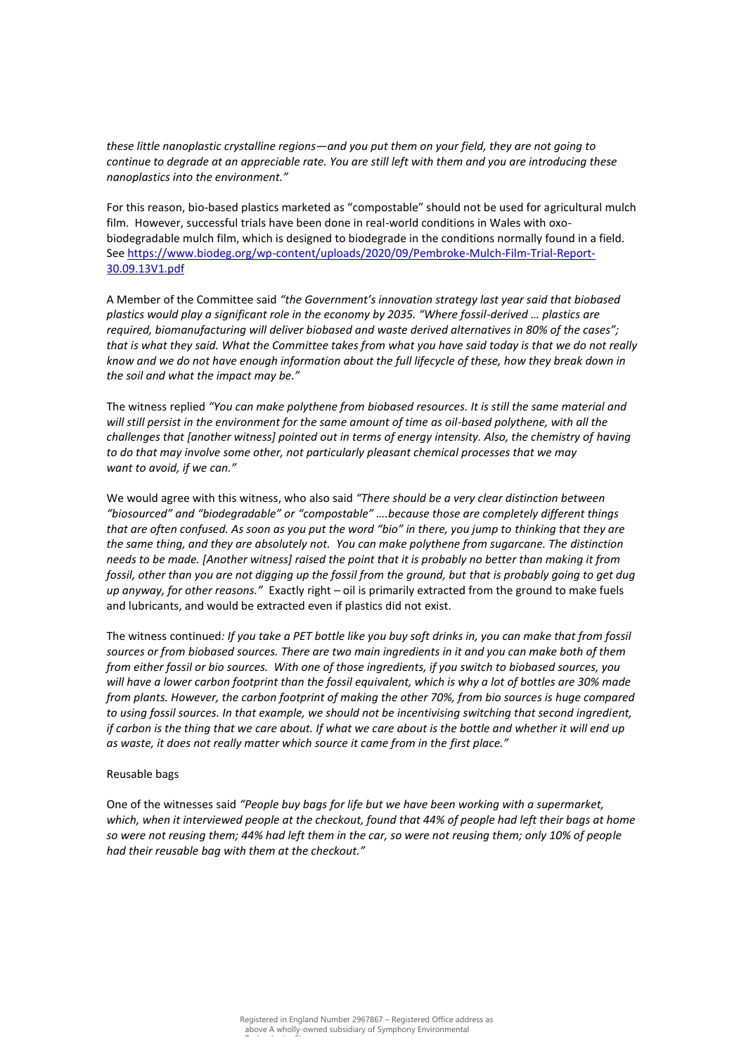*these little nanoplastic crystalline regions—and you put them on your field, they are not going to continue to degrade at an appreciable rate. You are still left with them and you are introducing these nanoplastics into the environment."*

For this reason, bio-based plastics marketed as "compostable" should not be used for agricultural mulch film. However, successful trials have been done in real-world conditions in Wales with oxo-biodegradable mulch film, which is designed to biodegrade in the conditions normally found in a field. See [https://www.biodeg.org/wp-content/uploads/2020/09/Pembroke-Mulch-Film-Trial-Report-30.09.13V1.pdf](https://www.biodeg.org/wp-content/uploads/2020/09/Pembroke-Mulch-Film-Trial-Report-30.09.13V1.pdf)

A Member of the Committee said *"the Government's innovation strategy last year said that biobased plastics would play a significant role in the economy by 2035. "Where fossil-derived … plastics are required, biomanufacturing will deliver biobased and waste derived alternatives in 80% of the cases"; that is what they said. What the Committee takes from what you have said today is that we do not really know and we do not have enough information about the full lifecycle of these, how they break down in the soil and what the impact may be."*

The witness replied *"You can make polythene from biobased resources. It is still the same material and will still persist in the environment for the same amount of time as oil-based polythene, with all the challenges that [another witness] pointed out in terms of energy intensity. Also, the chemistry of having to do that may involve some other, not particularly pleasant chemical processes that we may want to avoid, if we can."*

We would agree with this witness, who also said *"There should be a very clear distinction between "biosourced" and "biodegradable" or "compostable" ….because those are completely different things that are often confused. As soon as you put the word "bio" in there, you jump to thinking that they are the same thing, and they are absolutely not. You can make polythene from sugarcane. The distinction needs to be made. [Another witness] raised the point that it is probably no better than making it from fossil, other than you are not digging up the fossil from the ground, but that is probably going to get dug up anyway, for other reasons."* Exactly right – oil is primarily extracted from the ground to make fuels and lubricants, and would be extracted even if plastics did not exist.

The witness continued*: If you take a PET bottle like you buy soft drinks in, you can make that from fossil sources or from biobased sources. There are two main ingredients in it and you can make both of them from either fossil or bio sources. With one of those ingredients, if you switch to biobased sources, you will have a lower carbon footprint than the fossil equivalent, which is why a lot of bottles are 30% made from plants. However, the carbon footprint of making the other 70%, from bio sources is huge compared to using fossil sources. In that example, we should not be incentivising switching that second ingredient, if carbon is the thing that we care about. If what we care about is the bottle and whether it will end up as waste, it does not really matter which source it came from in the first place."*

Reusable bags

One of the witnesses said *"People buy bags for life but we have been working with a supermarket, which, when it interviewed people at the checkout, found that 44% of people had left their bags at home so were not reusing them; 44% had left them in the car, so were not reusing them; only 10% of people had their reusable bag with them at the checkout."*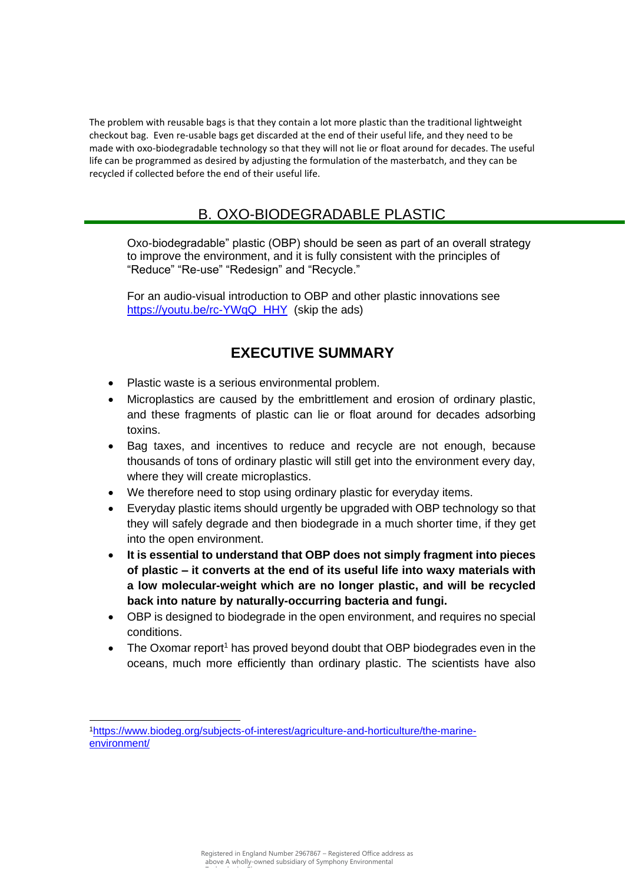The problem with reusable bags is that they contain a lot more plastic than the traditional lightweight checkout bag. Even re-usable bags get discarded at the end of their useful life, and they need to be made with oxo-biodegradable technology so that they will not lie or float around for decades. The useful life can be programmed as desired by adjusting the formulation of the masterbatch, and they can be recycled if collected before the end of their useful life.

## B. OXO-BIODEGRADABLE PLASTIC

Oxo-biodegradable" plastic (OBP) should be seen as part of an overall strategy to improve the environment, and it is fully consistent with the principles of "Reduce" "Re-use" "Redesign" and "Recycle."

For an audio-visual introduction to OBP and other plastic innovations see https://youtu.be/rc-YWqQ_HHY (skip the ads)

## EXECUTIVE SUMMARY

- Plastic waste is a serious environmental problem.
- Microplastics are caused by the embrittlement and erosion of ordinary plastic, and these fragments of plastic can lie or float around for decades adsorbing toxins.
- Bag taxes, and incentives to reduce and recycle are not enough, because thousands of tons of ordinary plastic will still get into the environment every day, where they will create microplastics.
- We therefore need to stop using ordinary plastic for everyday items.
- Everyday plastic items should urgently be upgraded with OBP technology so that they will safely degrade and then biodegrade in a much shorter time, if they get into the open environment.
- **It is essential to understand that OBP does not simply fragment into pieces of plastic – it converts at the end of its useful life into waxy materials with a low molecular-weight which are no longer plastic, and will be recycled back into nature by naturally-occurring bacteria and fungi.**
- OBP is designed to biodegrade in the open environment, and requires no special conditions.
- The Oxomar report[1] has proved beyond doubt that OBP biodegrades even in the oceans, much more efficiently than ordinary plastic. The scientists have also

[1] https://www.biodeg.org/subjects-of-interest/agriculture-and-horticulture/the-marine-environment/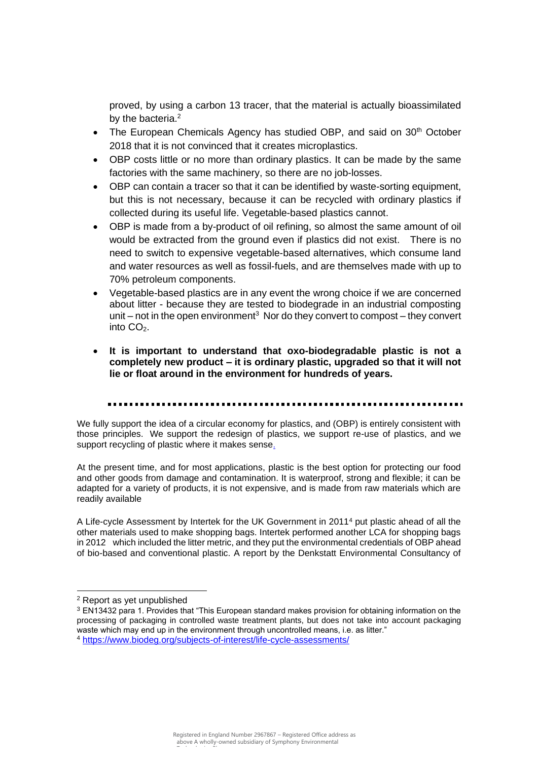proved, by using a carbon 13 tracer, that the material is actually bioassimilated by the bacteria.[2]

- The European Chemicals Agency has studied OBP, and said on 30th October 2018 that it is not convinced that it creates microplastics.
- OBP costs little or no more than ordinary plastics. It can be made by the same factories with the same machinery, so there are no job-losses.
- OBP can contain a tracer so that it can be identified by waste-sorting equipment, but this is not necessary, because it can be recycled with ordinary plastics if collected during its useful life. Vegetable-based plastics cannot.
- OBP is made from a by-product of oil refining, so almost the same amount of oil would be extracted from the ground even if plastics did not exist. There is no need to switch to expensive vegetable-based alternatives, which consume land and water resources as well as fossil-fuels, and are themselves made with up to 70% petroleum components.
- Vegetable-based plastics are in any event the wrong choice if we are concerned about litter - because they are tested to biodegrade in an industrial composting unit – not in the open environment[3] Nor do they convert to compost – they convert into $CO_2$.
- **It is important to understand that oxo-biodegradable plastic is not a completely new product – it is ordinary plastic, upgraded so that it will not lie or float around in the environment for hundreds of years.**

---

We fully support the idea of a circular economy for plastics, and (OBP) is entirely consistent with those principles. We support the redesign of plastics, we support re-use of plastics, and we support recycling of plastic where it makes sense.

At the present time, and for most applications, plastic is the best option for protecting our food and other goods from damage and contamination. It is waterproof, strong and flexible; it can be adapted for a variety of products, it is not expensive, and is made from raw materials which are readily available

A Life-cycle Assessment by Intertek for the UK Government in 2011[4] put plastic ahead of all the other materials used to make shopping bags. Intertek performed another LCA for shopping bags in 2012 which included the litter metric, and they put the environmental credentials of OBP ahead of bio-based and conventional plastic. A report by the Denkstatt Environmental Consultancy of

---

[2] Report as yet unpublished

[3] EN13432 para 1. Provides that "This European standard makes provision for obtaining information on the processing of packaging in controlled waste treatment plants, but does not take into account packaging waste which may end up in the environment through uncontrolled means, i.e. as litter."

[4] https://www.biodeg.org/subjects-of-interest/life-cycle-assessments/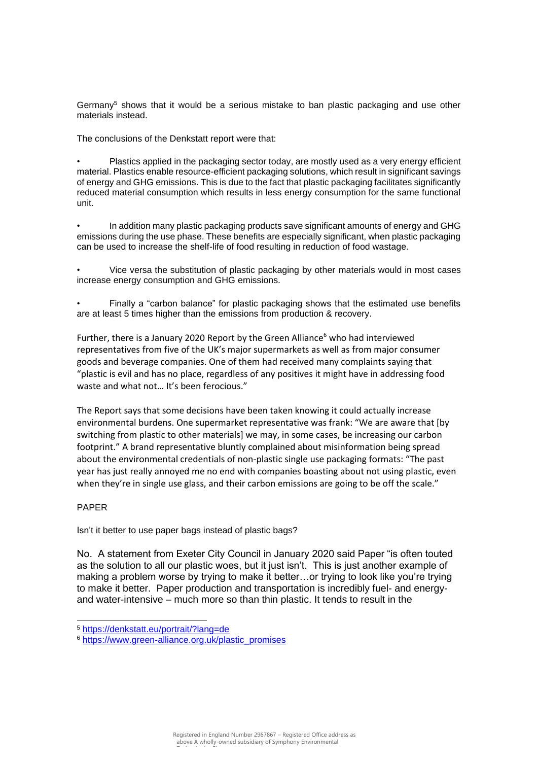Germany[5] shows that it would be a serious mistake to ban plastic packaging and use other materials instead.

The conclusions of the Denkstatt report were that:

- Plastics applied in the packaging sector today, are mostly used as a very energy efficient material. Plastics enable resource-efficient packaging solutions, which result in significant savings of energy and GHG emissions. This is due to the fact that plastic packaging facilitates significantly reduced material consumption which results in less energy consumption for the same functional unit.

- In addition many plastic packaging products save significant amounts of energy and GHG emissions during the use phase. These benefits are especially significant, when plastic packaging can be used to increase the shelf-life of food resulting in reduction of food wastage.

- Vice versa the substitution of plastic packaging by other materials would in most cases increase energy consumption and GHG emissions.

- Finally a "carbon balance" for plastic packaging shows that the estimated use benefits are at least 5 times higher than the emissions from production & recovery.

Further, there is a January 2020 Report by the Green Alliance[6] who had interviewed representatives from five of the UK's major supermarkets as well as from major consumer goods and beverage companies. One of them had received many complaints saying that "plastic is evil and has no place, regardless of any positives it might have in addressing food waste and what not… It's been ferocious."

The Report says that some decisions have been taken knowing it could actually increase environmental burdens. One supermarket representative was frank: "We are aware that [by switching from plastic to other materials] we may, in some cases, be increasing our carbon footprint." A brand representative bluntly complained about misinformation being spread about the environmental credentials of non-plastic single use packaging formats: "The past year has just really annoyed me no end with companies boasting about not using plastic, even when they're in single use glass, and their carbon emissions are going to be off the scale."

PAPER

Isn't it better to use paper bags instead of plastic bags?

No. A statement from Exeter City Council in January 2020 said Paper "is often touted as the solution to all our plastic woes, but it just isn't. This is just another example of making a problem worse by trying to make it better…or trying to look like you're trying to make it better. Paper production and transportation is incredibly fuel- and energy- and water-intensive – much more so than thin plastic. It tends to result in the

[5] https://denkstatt.eu/portrait/?lang=de

[6] https://www.green-alliance.org.uk/plastic_promises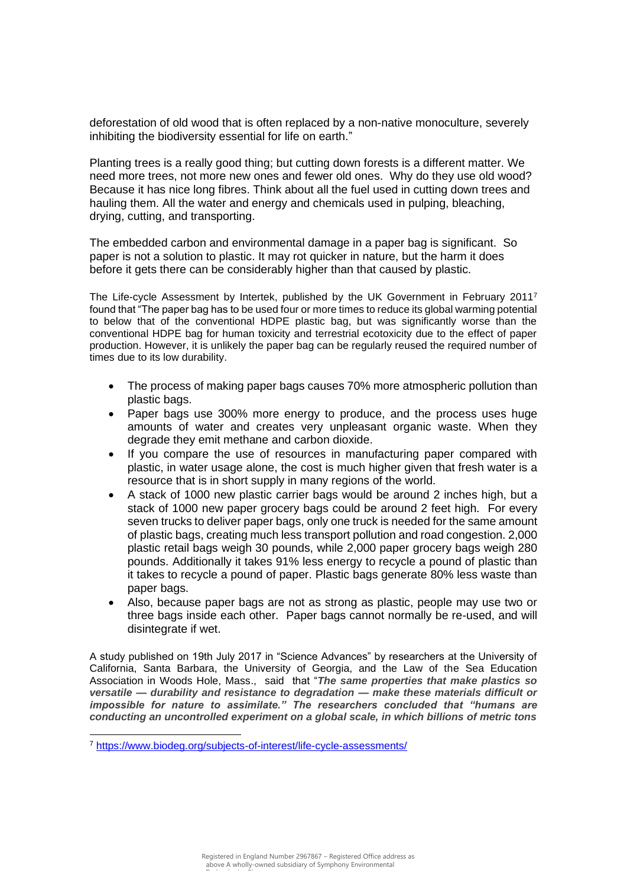deforestation of old wood that is often replaced by a non-native monoculture, severely inhibiting the biodiversity essential for life on earth."

Planting trees is a really good thing; but cutting down forests is a different matter. We need more trees, not more new ones and fewer old ones. Why do they use old wood? Because it has nice long fibres. Think about all the fuel used in cutting down trees and hauling them. All the water and energy and chemicals used in pulping, bleaching, drying, cutting, and transporting.

The embedded carbon and environmental damage in a paper bag is significant. So paper is not a solution to plastic. It may rot quicker in nature, but the harm it does before it gets there can be considerably higher than that caused by plastic.

The Life-cycle Assessment by Intertek, published by the UK Government in February 2011[7] found that "The paper bag has to be used four or more times to reduce its global warming potential to below that of the conventional HDPE plastic bag, but was significantly worse than the conventional HDPE bag for human toxicity and terrestrial ecotoxicity due to the effect of paper production. However, it is unlikely the paper bag can be regularly reused the required number of times due to its low durability.

- The process of making paper bags causes 70% more atmospheric pollution than plastic bags.
- Paper bags use 300% more energy to produce, and the process uses huge amounts of water and creates very unpleasant organic waste. When they degrade they emit methane and carbon dioxide.
- If you compare the use of resources in manufacturing paper compared with plastic, in water usage alone, the cost is much higher given that fresh water is a resource that is in short supply in many regions of the world.
- A stack of 1000 new plastic carrier bags would be around 2 inches high, but a stack of 1000 new paper grocery bags could be around 2 feet high. For every seven trucks to deliver paper bags, only one truck is needed for the same amount of plastic bags, creating much less transport pollution and road congestion. 2,000 plastic retail bags weigh 30 pounds, while 2,000 paper grocery bags weigh 280 pounds. Additionally it takes 91% less energy to recycle a pound of plastic than it takes to recycle a pound of paper. Plastic bags generate 80% less waste than paper bags.
- Also, because paper bags are not as strong as plastic, people may use two or three bags inside each other. Paper bags cannot normally be re-used, and will disintegrate if wet.

A study published on 19th July 2017 in "Science Advances" by researchers at the University of California, Santa Barbara, the University of Georgia, and the Law of the Sea Education Association in Woods Hole, Mass., said that "***The same properties that make plastics so versatile — durability and resistance to degradation — make these materials difficult or impossible for nature to assimilate." The researchers concluded that "humans are conducting an uncontrolled experiment on a global scale, in which billions of metric tons***

[7] https://www.biodeg.org/subjects-of-interest/life-cycle-assessments/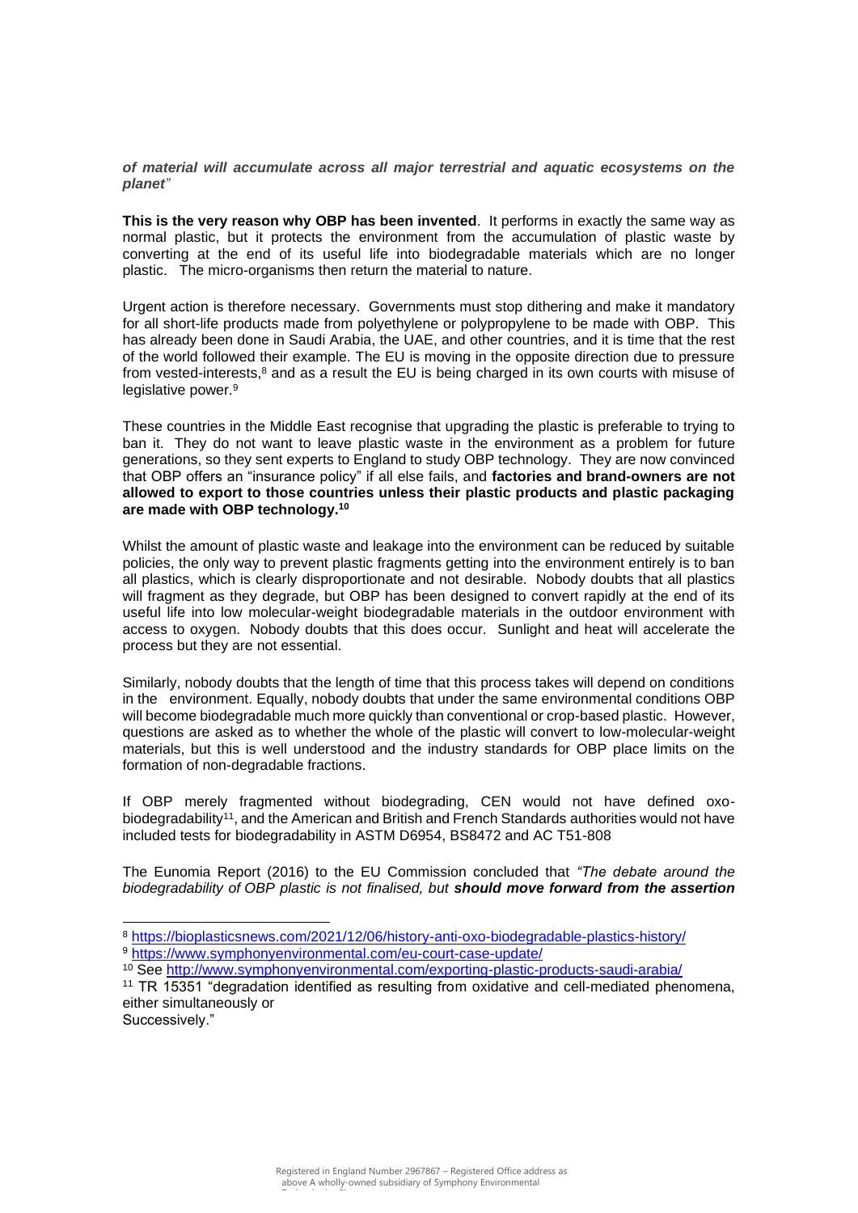***of material will accumulate across all major terrestrial and aquatic ecosystems on the planet"***

**This is the very reason why OBP has been invented**. It performs in exactly the same way as normal plastic, but it protects the environment from the accumulation of plastic waste by converting at the end of its useful life into biodegradable materials which are no longer plastic. The micro-organisms then return the material to nature.

Urgent action is therefore necessary. Governments must stop dithering and make it mandatory for all short-life products made from polyethylene or polypropylene to be made with OBP. This has already been done in Saudi Arabia, the UAE, and other countries, and it is time that the rest of the world followed their example. The EU is moving in the opposite direction due to pressure from vested-interests,[8] and as a result the EU is being charged in its own courts with misuse of legislative power.[9]

These countries in the Middle East recognise that upgrading the plastic is preferable to trying to ban it. They do not want to leave plastic waste in the environment as a problem for future generations, so they sent experts to England to study OBP technology. They are now convinced that OBP offers an "insurance policy" if all else fails, and **factories and brand-owners are not allowed to export to those countries unless their plastic products and plastic packaging are made with OBP technology.[10]**

Whilst the amount of plastic waste and leakage into the environment can be reduced by suitable policies, the only way to prevent plastic fragments getting into the environment entirely is to ban all plastics, which is clearly disproportionate and not desirable. Nobody doubts that all plastics will fragment as they degrade, but OBP has been designed to convert rapidly at the end of its useful life into low molecular-weight biodegradable materials in the outdoor environment with access to oxygen. Nobody doubts that this does occur. Sunlight and heat will accelerate the process but they are not essential.

Similarly, nobody doubts that the length of time that this process takes will depend on conditions in the environment. Equally, nobody doubts that under the same environmental conditions OBP will become biodegradable much more quickly than conventional or crop-based plastic. However, questions are asked as to whether the whole of the plastic will convert to low-molecular-weight materials, but this is well understood and the industry standards for OBP place limits on the formation of non-degradable fractions.

If OBP merely fragmented without biodegrading, CEN would not have defined oxo-biodegradability[11], and the American and British and French Standards authorities would not have included tests for biodegradability in ASTM D6954, BS8472 and AC T51-808

The Eunomia Report (2016) to the EU Commission concluded that *"The debate around the biodegradability of OBP plastic is not finalised, but* ***should move forward from the assertion***

[8] https://bioplasticsnews.com/2021/12/06/history-anti-oxo-biodegradable-plastics-history/

[9] https://www.symphonyenvironmental.com/eu-court-case-update/

[10] See http://www.symphonyenvironmental.com/exporting-plastic-products-saudi-arabia/

[11] TR 15351 "degradation identified as resulting from oxidative and cell-mediated phenomena, either simultaneously or Successively."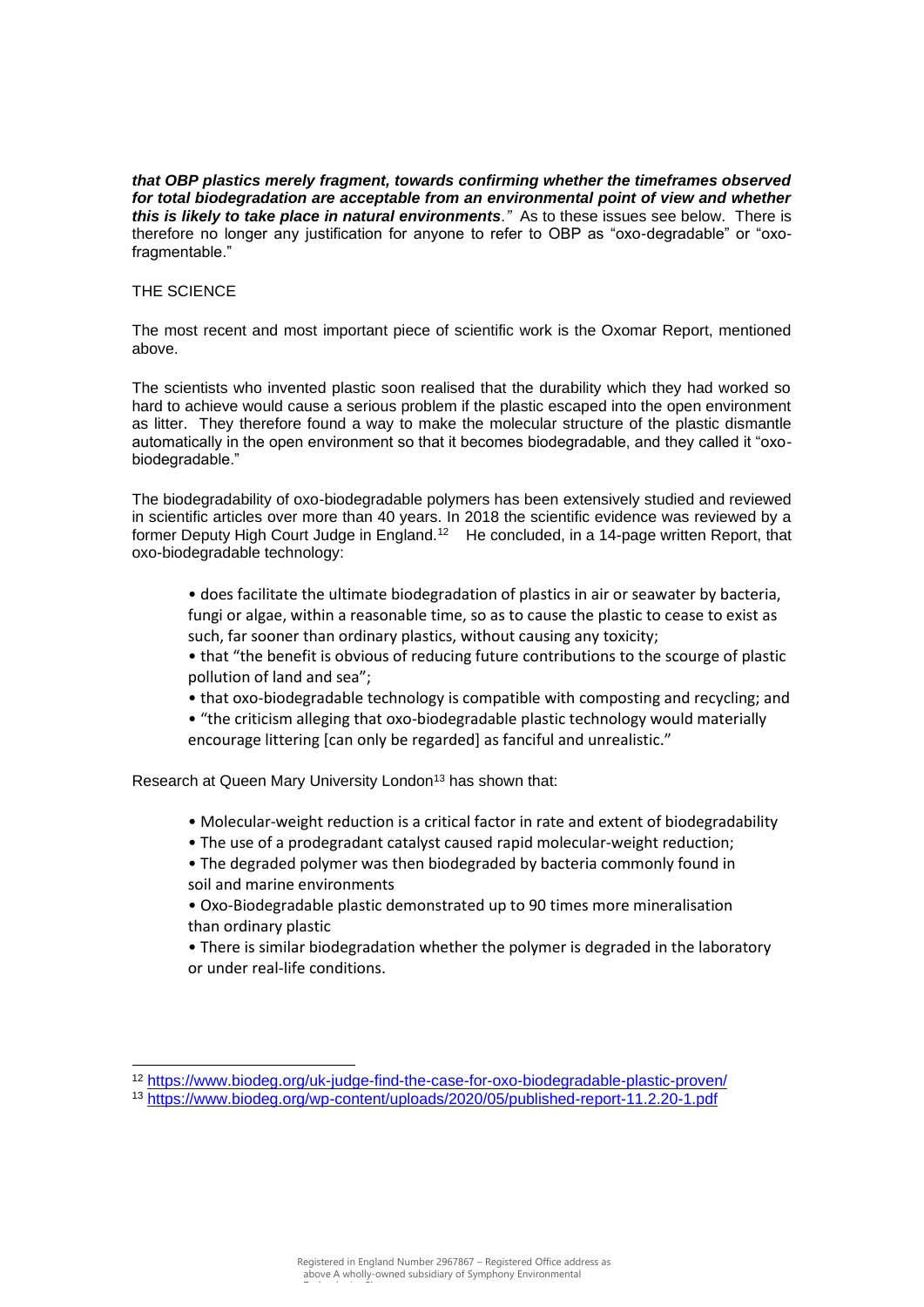***that OBP plastics merely fragment, towards confirming whether the timeframes observed for total biodegradation are acceptable from an environmental point of view and whether this is likely to take place in natural environments**."* As to these issues see below. There is therefore no longer any justification for anyone to refer to OBP as "oxo-degradable" or "oxo-fragmentable."

THE SCIENCE

The most recent and most important piece of scientific work is the Oxomar Report, mentioned above.

The scientists who invented plastic soon realised that the durability which they had worked so hard to achieve would cause a serious problem if the plastic escaped into the open environment as litter. They therefore found a way to make the molecular structure of the plastic dismantle automatically in the open environment so that it becomes biodegradable, and they called it "oxo-biodegradable."

The biodegradability of oxo-biodegradable polymers has been extensively studied and reviewed in scientific articles over more than 40 years. In 2018 the scientific evidence was reviewed by a former Deputy High Court Judge in England.[12] He concluded, in a 14-page written Report, that oxo-biodegradable technology:

- does facilitate the ultimate biodegradation of plastics in air or seawater by bacteria, fungi or algae, within a reasonable time, so as to cause the plastic to cease to exist as such, far sooner than ordinary plastics, without causing any toxicity;
- that "the benefit is obvious of reducing future contributions to the scourge of plastic pollution of land and sea";
- that oxo-biodegradable technology is compatible with composting and recycling; and
- "the criticism alleging that oxo-biodegradable plastic technology would materially encourage littering [can only be regarded] as fanciful and unrealistic."

Research at Queen Mary University London[13] has shown that:

- Molecular-weight reduction is a critical factor in rate and extent of biodegradability
- The use of a prodegradant catalyst caused rapid molecular-weight reduction;
- The degraded polymer was then biodegraded by bacteria commonly found in soil and marine environments
- Oxo-Biodegradable plastic demonstrated up to 90 times more mineralisation than ordinary plastic
- There is similar biodegradation whether the polymer is degraded in the laboratory or under real-life conditions.

[12] https://www.biodeg.org/uk-judge-find-the-case-for-oxo-biodegradable-plastic-proven/

[13] https://www.biodeg.org/wp-content/uploads/2020/05/published-report-11.2.20-1.pdf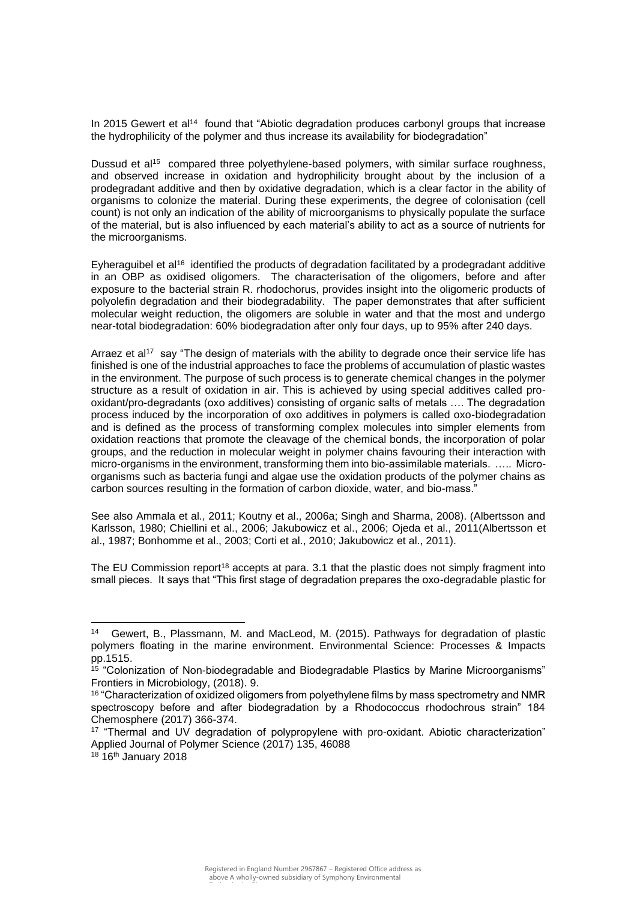In 2015 Gewert et al[14] found that "Abiotic degradation produces carbonyl groups that increase the hydrophilicity of the polymer and thus increase its availability for biodegradation"

Dussud et al[15] compared three polyethylene-based polymers, with similar surface roughness, and observed increase in oxidation and hydrophilicity brought about by the inclusion of a prodegradant additive and then by oxidative degradation, which is a clear factor in the ability of organisms to colonize the material. During these experiments, the degree of colonisation (cell count) is not only an indication of the ability of microorganisms to physically populate the surface of the material, but is also influenced by each material's ability to act as a source of nutrients for the microorganisms.

Eyheraguibel et al[16] identified the products of degradation facilitated by a prodegradant additive in an OBP as oxidised oligomers. The characterisation of the oligomers, before and after exposure to the bacterial strain R. rhodochorus, provides insight into the oligomeric products of polyolefin degradation and their biodegradability. The paper demonstrates that after sufficient molecular weight reduction, the oligomers are soluble in water and that the most and undergo near-total biodegradation: 60% biodegradation after only four days, up to 95% after 240 days.

Arraez et al[17] say "The design of materials with the ability to degrade once their service life has finished is one of the industrial approaches to face the problems of accumulation of plastic wastes in the environment. The purpose of such process is to generate chemical changes in the polymer structure as a result of oxidation in air. This is achieved by using special additives called pro-oxidant/pro-degradants (oxo additives) consisting of organic salts of metals …. The degradation process induced by the incorporation of oxo additives in polymers is called oxo-biodegradation and is defined as the process of transforming complex molecules into simpler elements from oxidation reactions that promote the cleavage of the chemical bonds, the incorporation of polar groups, and the reduction in molecular weight in polymer chains favouring their interaction with micro-organisms in the environment, transforming them into bio-assimilable materials. ….. Micro-organisms such as bacteria fungi and algae use the oxidation products of the polymer chains as carbon sources resulting in the formation of carbon dioxide, water, and bio-mass."

See also Ammala et al., 2011; Koutny et al., 2006a; Singh and Sharma, 2008). (Albertsson and Karlsson, 1980; Chiellini et al., 2006; Jakubowicz et al., 2006; Ojeda et al., 2011(Albertsson et al., 1987; Bonhomme et al., 2003; Corti et al., 2010; Jakubowicz et al., 2011).

The EU Commission report[18] accepts at para. 3.1 that the plastic does not simply fragment into small pieces. It says that "This first stage of degradation prepares the oxo-degradable plastic for

---

[14] Gewert, B., Plassmann, M. and MacLeod, M. (2015). Pathways for degradation of plastic polymers floating in the marine environment. Environmental Science: Processes & Impacts pp.1515.

[15] "Colonization of Non-biodegradable and Biodegradable Plastics by Marine Microorganisms" Frontiers in Microbiology, (2018). 9.

[16] "Characterization of oxidized oligomers from polyethylene films by mass spectrometry and NMR spectroscopy before and after biodegradation by a Rhodococcus rhodochrous strain" 184 Chemosphere (2017) 366-374.

[17] "Thermal and UV degradation of polypropylene with pro-oxidant. Abiotic characterization" Applied Journal of Polymer Science (2017) 135, 46088

[18] 16th January 2018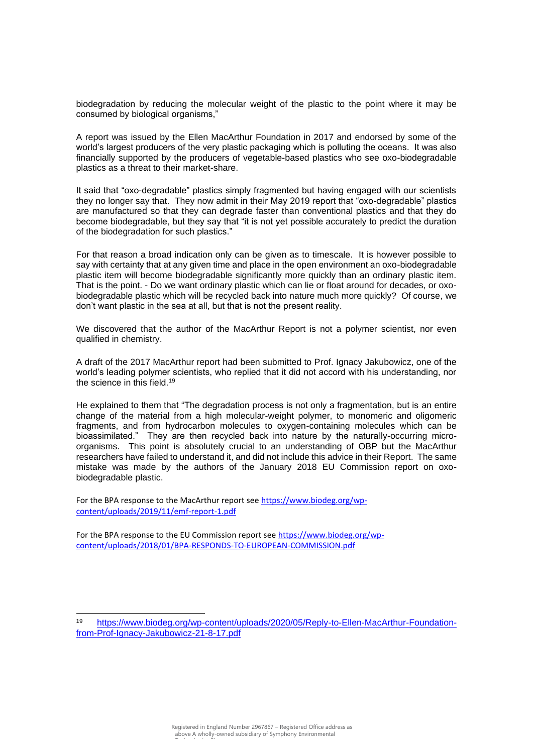biodegradation by reducing the molecular weight of the plastic to the point where it may be consumed by biological organisms,"

A report was issued by the Ellen MacArthur Foundation in 2017 and endorsed by some of the world's largest producers of the very plastic packaging which is polluting the oceans. It was also financially supported by the producers of vegetable-based plastics who see oxo-biodegradable plastics as a threat to their market-share.

It said that "oxo-degradable" plastics simply fragmented but having engaged with our scientists they no longer say that. They now admit in their May 2019 report that "oxo-degradable" plastics are manufactured so that they can degrade faster than conventional plastics and that they do become biodegradable, but they say that "it is not yet possible accurately to predict the duration of the biodegradation for such plastics."

For that reason a broad indication only can be given as to timescale. It is however possible to say with certainty that at any given time and place in the open environment an oxo-biodegradable plastic item will become biodegradable significantly more quickly than an ordinary plastic item. That is the point. - Do we want ordinary plastic which can lie or float around for decades, or oxo-biodegradable plastic which will be recycled back into nature much more quickly? Of course, we don't want plastic in the sea at all, but that is not the present reality.

We discovered that the author of the MacArthur Report is not a polymer scientist, nor even qualified in chemistry.

A draft of the 2017 MacArthur report had been submitted to Prof. Ignacy Jakubowicz, one of the world's leading polymer scientists, who replied that it did not accord with his understanding, nor the science in this field.[19]

He explained to them that "The degradation process is not only a fragmentation, but is an entire change of the material from a high molecular-weight polymer, to monomeric and oligomeric fragments, and from hydrocarbon molecules to oxygen-containing molecules which can be bioassimilated." They are then recycled back into nature by the naturally-occurring micro-organisms. This point is absolutely crucial to an understanding of OBP but the MacArthur researchers have failed to understand it, and did not include this advice in their Report. The same mistake was made by the authors of the January 2018 EU Commission report on oxo-biodegradable plastic.

For the BPA response to the MacArthur report see https://www.biodeg.org/wp-content/uploads/2019/11/emf-report-1.pdf

For the BPA response to the EU Commission report see https://www.biodeg.org/wp-content/uploads/2018/01/BPA-RESPONDS-TO-EUROPEAN-COMMISSION.pdf

[19] https://www.biodeg.org/wp-content/uploads/2020/05/Reply-to-Ellen-MacArthur-Foundation-from-Prof-Ignacy-Jakubowicz-21-8-17.pdf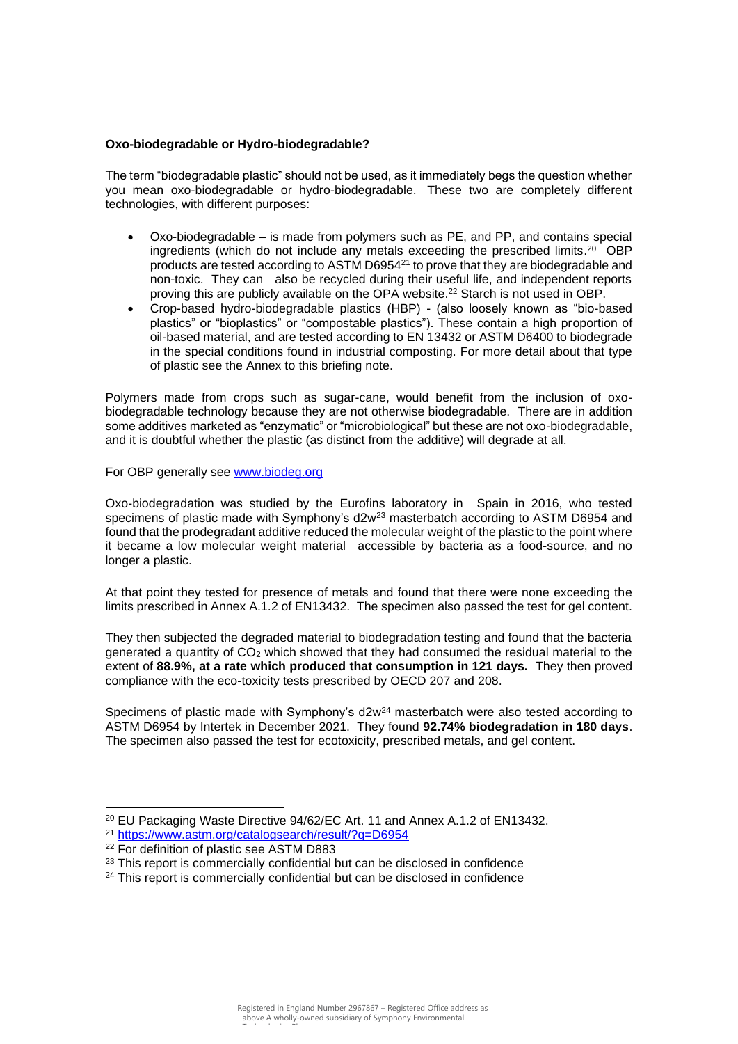**Oxo-biodegradable or Hydro-biodegradable?**

The term "biodegradable plastic" should not be used, as it immediately begs the question whether you mean oxo-biodegradable or hydro-biodegradable. These two are completely different technologies, with different purposes:

- Oxo-biodegradable – is made from polymers such as PE, and PP, and contains special ingredients (which do not include any metals exceeding the prescribed limits.[20] OBP products are tested according to ASTM D6954[21] to prove that they are biodegradable and non-toxic. They can also be recycled during their useful life, and independent reports proving this are publicly available on the OPA website.[22] Starch is not used in OBP.
- Crop-based hydro-biodegradable plastics (HBP) - (also loosely known as "bio-based plastics" or "bioplastics" or "compostable plastics"). These contain a high proportion of oil-based material, and are tested according to EN 13432 or ASTM D6400 to biodegrade in the special conditions found in industrial composting. For more detail about that type of plastic see the Annex to this briefing note.

Polymers made from crops such as sugar-cane, would benefit from the inclusion of oxo-biodegradable technology because they are not otherwise biodegradable. There are in addition some additives marketed as "enzymatic" or "microbiological" but these are not oxo-biodegradable, and it is doubtful whether the plastic (as distinct from the additive) will degrade at all.

For OBP generally see [www.biodeg.org](http://www.biodeg.org)

Oxo-biodegradation was studied by the Eurofins laboratory in Spain in 2016, who tested specimens of plastic made with Symphony's d2w[23] masterbatch according to ASTM D6954 and found that the prodegradant additive reduced the molecular weight of the plastic to the point where it became a low molecular weight material accessible by bacteria as a food-source, and no longer a plastic.

At that point they tested for presence of metals and found that there were none exceeding the limits prescribed in Annex A.1.2 of EN13432. The specimen also passed the test for gel content.

They then subjected the degraded material to biodegradation testing and found that the bacteria generated a quantity of $CO_2$ which showed that they had consumed the residual material to the extent of **88.9%, at a rate which produced that consumption in 121 days.** They then proved compliance with the eco-toxicity tests prescribed by OECD 207 and 208.

Specimens of plastic made with Symphony's d2w[24] masterbatch were also tested according to ASTM D6954 by Intertek in December 2021. They found **92.74% biodegradation in 180 days**. The specimen also passed the test for ecotoxicity, prescribed metals, and gel content.

---

[20] EU Packaging Waste Directive 94/62/EC Art. 11 and Annex A.1.2 of EN13432.

[21] [https://www.astm.org/catalogsearch/result/?q=D6954](https://www.astm.org/catalogsearch/result/?q=D6954)

[22] For definition of plastic see ASTM D883

[23] This report is commercially confidential but can be disclosed in confidence

[24] This report is commercially confidential but can be disclosed in confidence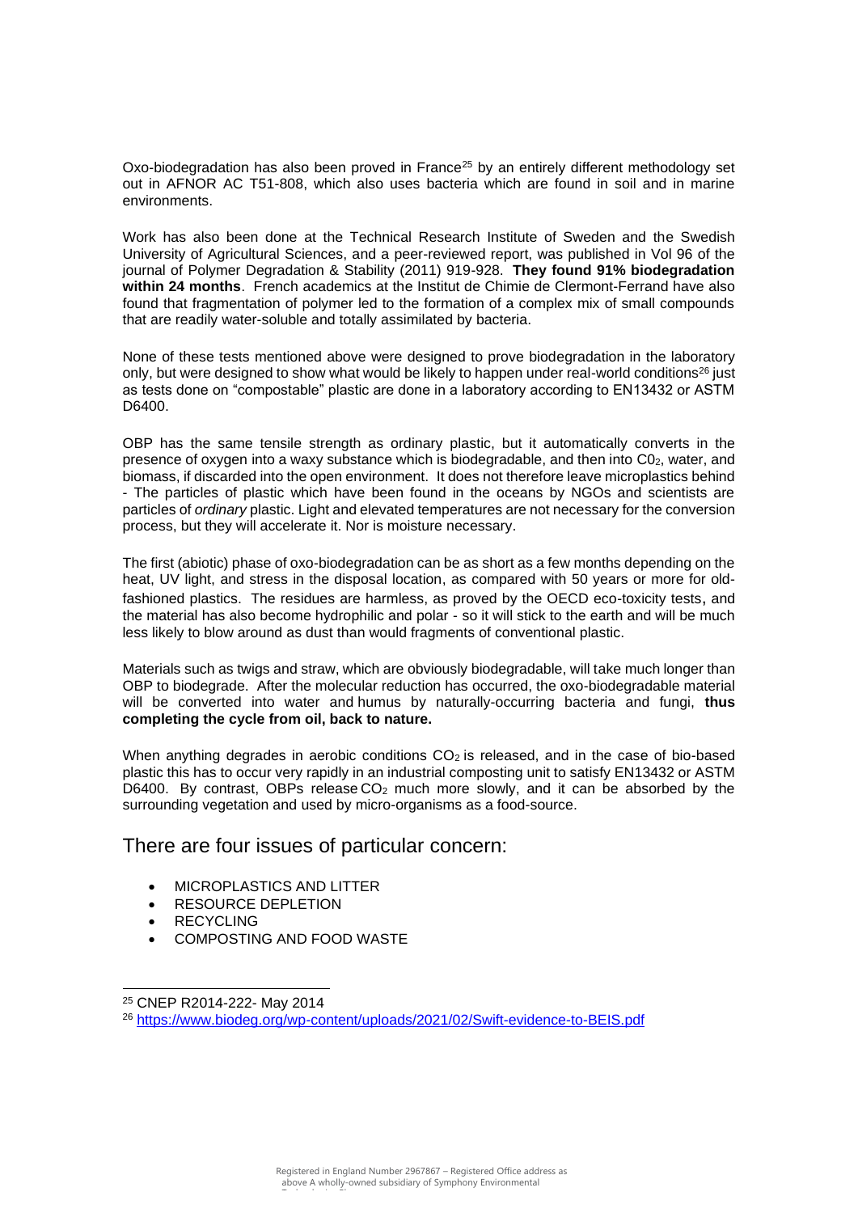Oxo-biodegradation has also been proved in France[25] by an entirely different methodology set out in AFNOR AC T51-808, which also uses bacteria which are found in soil and in marine environments.

Work has also been done at the Technical Research Institute of Sweden and the Swedish University of Agricultural Sciences, and a peer-reviewed report, was published in Vol 96 of the journal of Polymer Degradation & Stability (2011) 919-928. **They found 91% biodegradation within 24 months**. French academics at the Institut de Chimie de Clermont-Ferrand have also found that fragmentation of polymer led to the formation of a complex mix of small compounds that are readily water-soluble and totally assimilated by bacteria.

None of these tests mentioned above were designed to prove biodegradation in the laboratory only, but were designed to show what would be likely to happen under real-world conditions[26] just as tests done on "compostable" plastic are done in a laboratory according to EN13432 or ASTM D6400.

OBP has the same tensile strength as ordinary plastic, but it automatically converts in the presence of oxygen into a waxy substance which is biodegradable, and then into $C0_2$, water, and biomass, if discarded into the open environment. It does not therefore leave microplastics behind - The particles of plastic which have been found in the oceans by NGOs and scientists are particles of *ordinary* plastic. Light and elevated temperatures are not necessary for the conversion process, but they will accelerate it. Nor is moisture necessary.

The first (abiotic) phase of oxo-biodegradation can be as short as a few months depending on the heat, UV light, and stress in the disposal location, as compared with 50 years or more for old-fashioned plastics. The residues are harmless, as proved by the OECD eco-toxicity tests, and the material has also become hydrophilic and polar - so it will stick to the earth and will be much less likely to blow around as dust than would fragments of conventional plastic.

Materials such as twigs and straw, which are obviously biodegradable, will take much longer than OBP to biodegrade. After the molecular reduction has occurred, the oxo-biodegradable material will be converted into water and humus by naturally-occurring bacteria and fungi, **thus completing the cycle from oil, back to nature.**

When anything degrades in aerobic conditions $CO_2$ is released, and in the case of bio-based plastic this has to occur very rapidly in an industrial composting unit to satisfy EN13432 or ASTM D6400. By contrast, OBPs release $CO_2$ much more slowly, and it can be absorbed by the surrounding vegetation and used by micro-organisms as a food-source.

## There are four issues of particular concern:

- MICROPLASTICS AND LITTER
- RESOURCE DEPLETION
- RECYCLING
- COMPOSTING AND FOOD WASTE

[25] CNEP R2014-222- May 2014

[26] https://www.biodeg.org/wp-content/uploads/2021/02/Swift-evidence-to-BEIS.pdf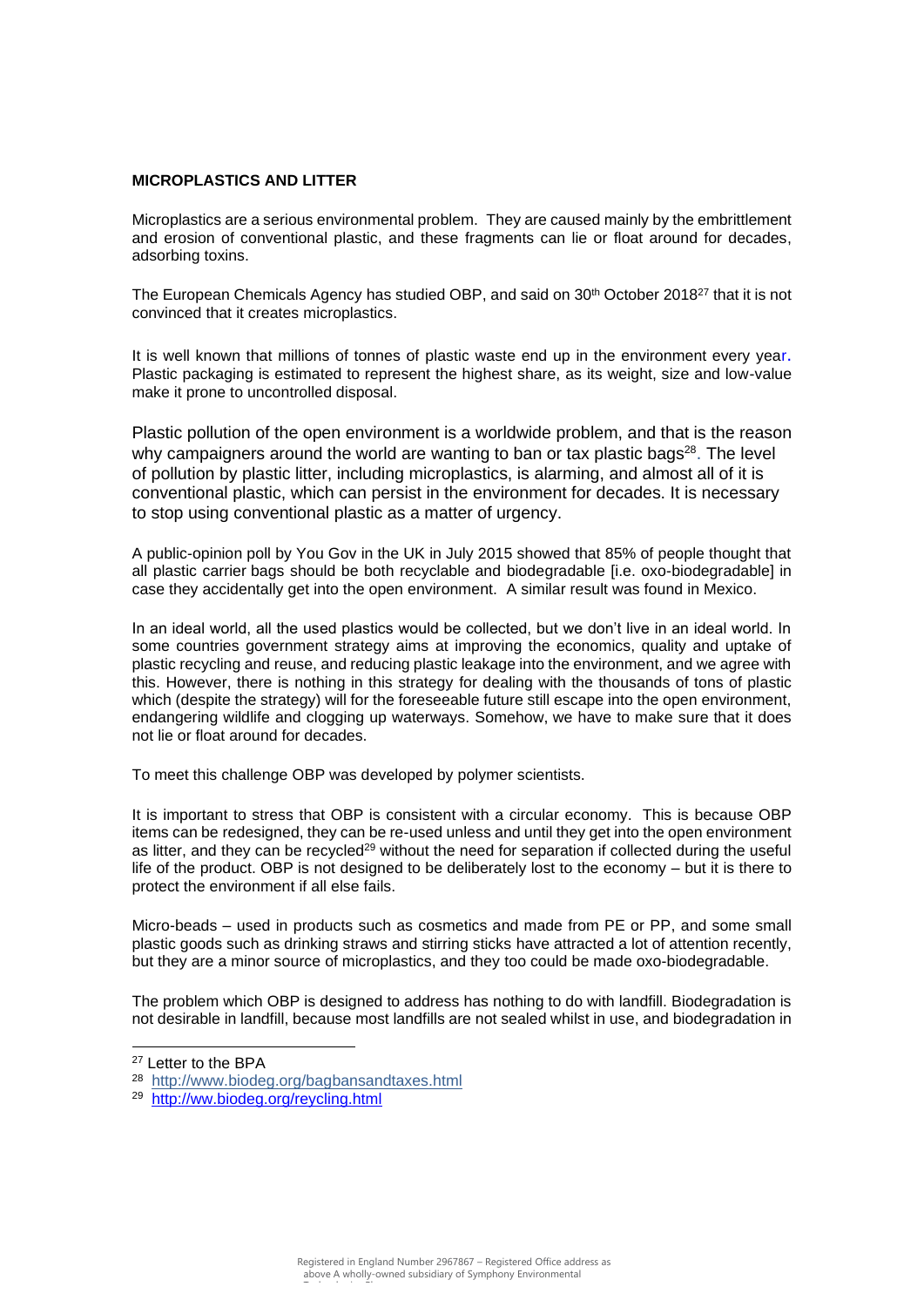**MICROPLASTICS AND LITTER**

Microplastics are a serious environmental problem. They are caused mainly by the embrittlement and erosion of conventional plastic, and these fragments can lie or float around for decades, adsorbing toxins.

The European Chemicals Agency has studied OBP, and said on 30th October 2018[27] that it is not convinced that it creates microplastics.

It is well known that millions of tonnes of plastic waste end up in the environment every year. Plastic packaging is estimated to represent the highest share, as its weight, size and low-value make it prone to uncontrolled disposal.

Plastic pollution of the open environment is a worldwide problem, and that is the reason why campaigners around the world are wanting to ban or tax plastic bags[28]. The level of pollution by plastic litter, including microplastics, is alarming, and almost all of it is conventional plastic, which can persist in the environment for decades. It is necessary to stop using conventional plastic as a matter of urgency.

A public-opinion poll by You Gov in the UK in July 2015 showed that 85% of people thought that all plastic carrier bags should be both recyclable and biodegradable [i.e. oxo-biodegradable] in case they accidentally get into the open environment. A similar result was found in Mexico.

In an ideal world, all the used plastics would be collected, but we don't live in an ideal world. In some countries government strategy aims at improving the economics, quality and uptake of plastic recycling and reuse, and reducing plastic leakage into the environment, and we agree with this. However, there is nothing in this strategy for dealing with the thousands of tons of plastic which (despite the strategy) will for the foreseeable future still escape into the open environment, endangering wildlife and clogging up waterways. Somehow, we have to make sure that it does not lie or float around for decades.

To meet this challenge OBP was developed by polymer scientists.

It is important to stress that OBP is consistent with a circular economy. This is because OBP items can be redesigned, they can be re-used unless and until they get into the open environment as litter, and they can be recycled[29] without the need for separation if collected during the useful life of the product. OBP is not designed to be deliberately lost to the economy – but it is there to protect the environment if all else fails.

Micro-beads – used in products such as cosmetics and made from PE or PP, and some small plastic goods such as drinking straws and stirring sticks have attracted a lot of attention recently, but they are a minor source of microplastics, and they too could be made oxo-biodegradable.

The problem which OBP is designed to address has nothing to do with landfill. Biodegradation is not desirable in landfill, because most landfills are not sealed whilst in use, and biodegradation in

---

[27] Letter to the BPA

[28] http://www.biodeg.org/bagbansandtaxes.html

[29] http://ww.biodeg.org/reycling.html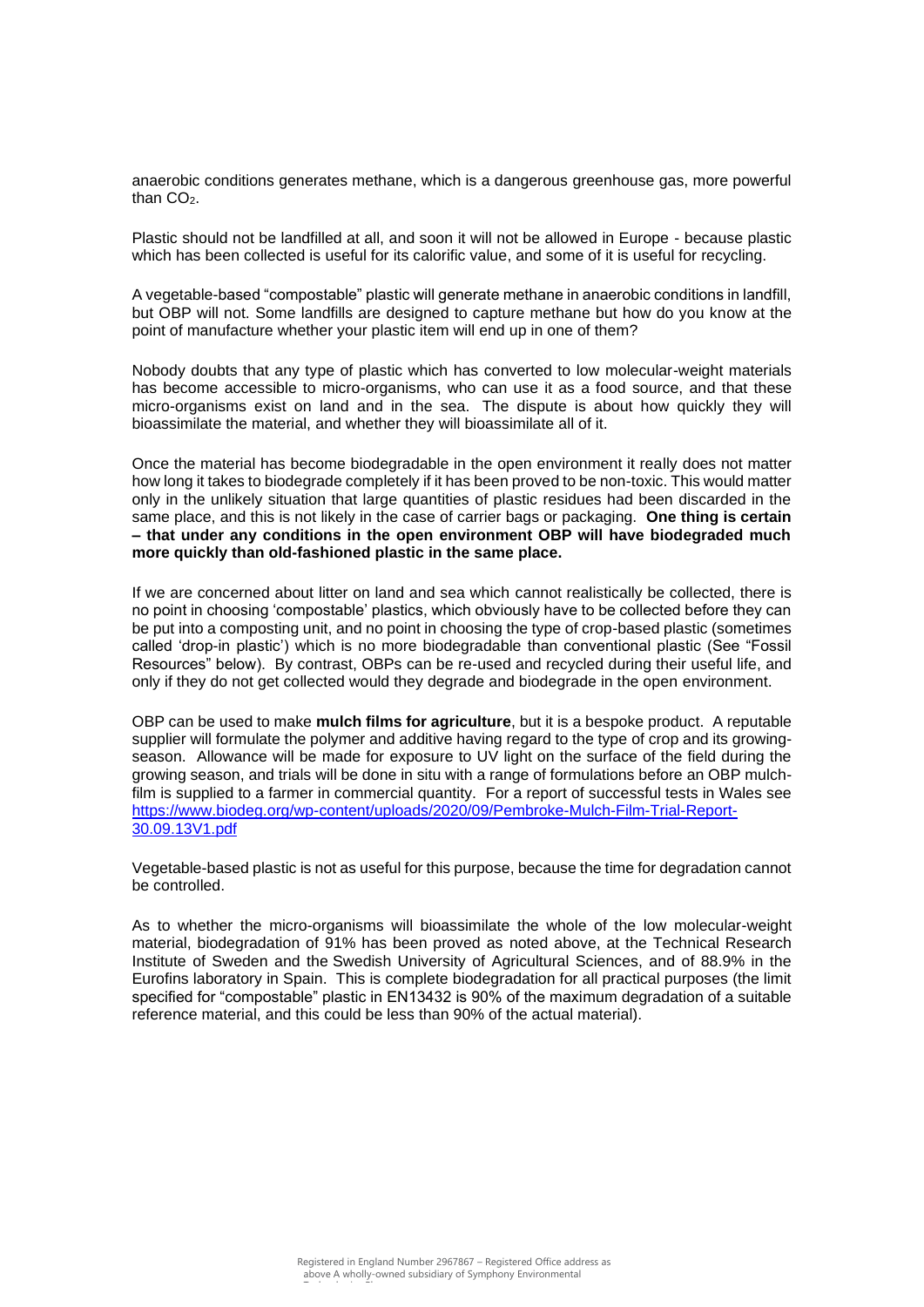anaerobic conditions generates methane, which is a dangerous greenhouse gas, more powerful than $CO_2$.

Plastic should not be landfilled at all, and soon it will not be allowed in Europe - because plastic which has been collected is useful for its calorific value, and some of it is useful for recycling.

A vegetable-based "compostable" plastic will generate methane in anaerobic conditions in landfill, but OBP will not. Some landfills are designed to capture methane but how do you know at the point of manufacture whether your plastic item will end up in one of them?

Nobody doubts that any type of plastic which has converted to low molecular-weight materials has become accessible to micro-organisms, who can use it as a food source, and that these micro-organisms exist on land and in the sea. The dispute is about how quickly they will bioassimilate the material, and whether they will bioassimilate all of it.

Once the material has become biodegradable in the open environment it really does not matter how long it takes to biodegrade completely if it has been proved to be non-toxic. This would matter only in the unlikely situation that large quantities of plastic residues had been discarded in the same place, and this is not likely in the case of carrier bags or packaging. **One thing is certain – that under any conditions in the open environment OBP will have biodegraded much more quickly than old-fashioned plastic in the same place.**

If we are concerned about litter on land and sea which cannot realistically be collected, there is no point in choosing 'compostable' plastics, which obviously have to be collected before they can be put into a composting unit, and no point in choosing the type of crop-based plastic (sometimes called 'drop-in plastic') which is no more biodegradable than conventional plastic (See "Fossil Resources" below). By contrast, OBPs can be re-used and recycled during their useful life, and only if they do not get collected would they degrade and biodegrade in the open environment.

OBP can be used to make **mulch films for agriculture**, but it is a bespoke product. A reputable supplier will formulate the polymer and additive having regard to the type of crop and its growing-season. Allowance will be made for exposure to UV light on the surface of the field during the growing season, and trials will be done in situ with a range of formulations before an OBP mulch-film is supplied to a farmer in commercial quantity. For a report of successful tests in Wales see https://www.biodeg.org/wp-content/uploads/2020/09/Pembroke-Mulch-Film-Trial-Report-30.09.13V1.pdf

Vegetable-based plastic is not as useful for this purpose, because the time for degradation cannot be controlled.

As to whether the micro-organisms will bioassimilate the whole of the low molecular-weight material, biodegradation of 91% has been proved as noted above, at the Technical Research Institute of Sweden and the Swedish University of Agricultural Sciences, and of 88.9% in the Eurofins laboratory in Spain. This is complete biodegradation for all practical purposes (the limit specified for "compostable" plastic in EN13432 is 90% of the maximum degradation of a suitable reference material, and this could be less than 90% of the actual material).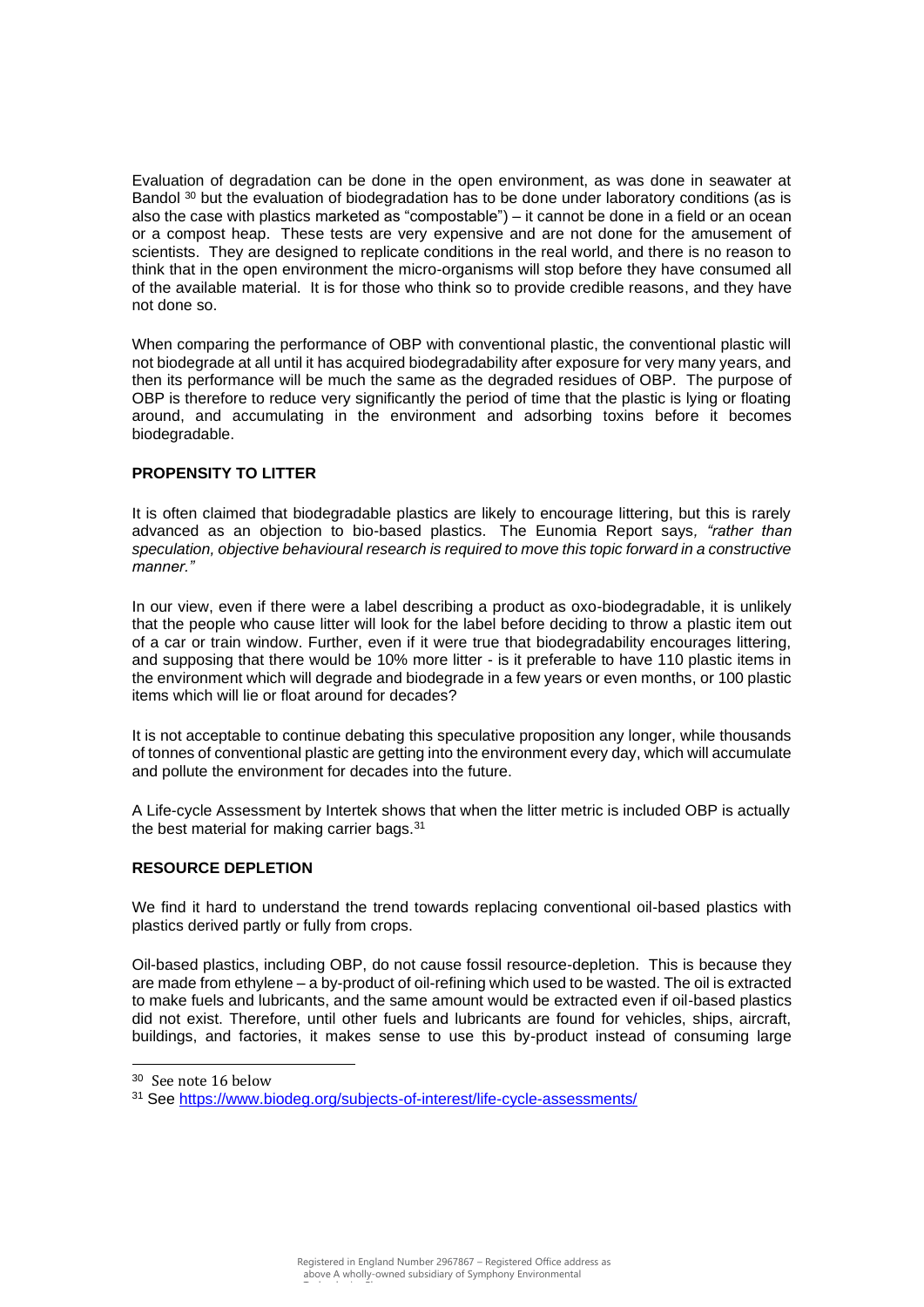Evaluation of degradation can be done in the open environment, as was done in seawater at Bandol [30] but the evaluation of biodegradation has to be done under laboratory conditions (as is also the case with plastics marketed as "compostable") – it cannot be done in a field or an ocean or a compost heap. These tests are very expensive and are not done for the amusement of scientists. They are designed to replicate conditions in the real world, and there is no reason to think that in the open environment the micro-organisms will stop before they have consumed all of the available material. It is for those who think so to provide credible reasons, and they have not done so.

When comparing the performance of OBP with conventional plastic, the conventional plastic will not biodegrade at all until it has acquired biodegradability after exposure for very many years, and then its performance will be much the same as the degraded residues of OBP. The purpose of OBP is therefore to reduce very significantly the period of time that the plastic is lying or floating around, and accumulating in the environment and adsorbing toxins before it becomes biodegradable.

**PROPENSITY TO LITTER**

It is often claimed that biodegradable plastics are likely to encourage littering, but this is rarely advanced as an objection to bio-based plastics. The Eunomia Report says, *"rather than speculation, objective behavioural research is required to move this topic forward in a constructive manner."*

In our view, even if there were a label describing a product as oxo-biodegradable, it is unlikely that the people who cause litter will look for the label before deciding to throw a plastic item out of a car or train window. Further, even if it were true that biodegradability encourages littering, and supposing that there would be 10% more litter - is it preferable to have 110 plastic items in the environment which will degrade and biodegrade in a few years or even months, or 100 plastic items which will lie or float around for decades?

It is not acceptable to continue debating this speculative proposition any longer, while thousands of tonnes of conventional plastic are getting into the environment every day, which will accumulate and pollute the environment for decades into the future.

A Life-cycle Assessment by Intertek shows that when the litter metric is included OBP is actually the best material for making carrier bags.[31]

**RESOURCE DEPLETION**

We find it hard to understand the trend towards replacing conventional oil-based plastics with plastics derived partly or fully from crops.

Oil-based plastics, including OBP, do not cause fossil resource-depletion. This is because they are made from ethylene – a by-product of oil-refining which used to be wasted. The oil is extracted to make fuels and lubricants, and the same amount would be extracted even if oil-based plastics did not exist. Therefore, until other fuels and lubricants are found for vehicles, ships, aircraft, buildings, and factories, it makes sense to use this by-product instead of consuming large

---

[30] See note 16 below

[31] See https://www.biodeg.org/subjects-of-interest/life-cycle-assessments/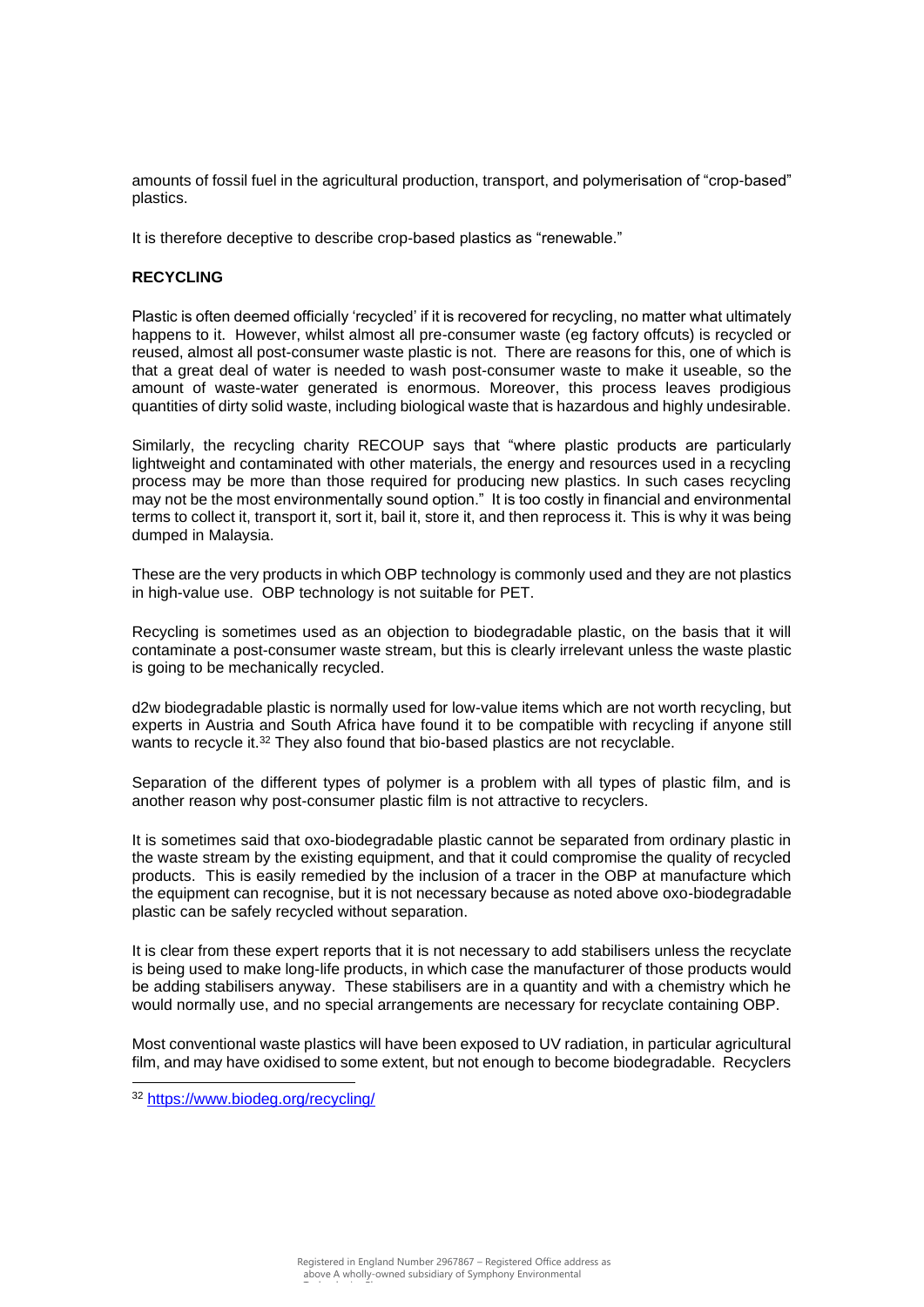amounts of fossil fuel in the agricultural production, transport, and polymerisation of "crop-based" plastics.

It is therefore deceptive to describe crop-based plastics as "renewable."

**RECYCLING**

Plastic is often deemed officially 'recycled' if it is recovered for recycling, no matter what ultimately happens to it. However, whilst almost all pre-consumer waste (eg factory offcuts) is recycled or reused, almost all post-consumer waste plastic is not. There are reasons for this, one of which is that a great deal of water is needed to wash post-consumer waste to make it useable, so the amount of waste-water generated is enormous. Moreover, this process leaves prodigious quantities of dirty solid waste, including biological waste that is hazardous and highly undesirable.

Similarly, the recycling charity RECOUP says that "where plastic products are particularly lightweight and contaminated with other materials, the energy and resources used in a recycling process may be more than those required for producing new plastics. In such cases recycling may not be the most environmentally sound option." It is too costly in financial and environmental terms to collect it, transport it, sort it, bail it, store it, and then reprocess it. This is why it was being dumped in Malaysia.

These are the very products in which OBP technology is commonly used and they are not plastics in high-value use. OBP technology is not suitable for PET.

Recycling is sometimes used as an objection to biodegradable plastic, on the basis that it will contaminate a post-consumer waste stream, but this is clearly irrelevant unless the waste plastic is going to be mechanically recycled.

d2w biodegradable plastic is normally used for low-value items which are not worth recycling, but experts in Austria and South Africa have found it to be compatible with recycling if anyone still wants to recycle it.[32] They also found that bio-based plastics are not recyclable.

Separation of the different types of polymer is a problem with all types of plastic film, and is another reason why post-consumer plastic film is not attractive to recyclers.

It is sometimes said that oxo-biodegradable plastic cannot be separated from ordinary plastic in the waste stream by the existing equipment, and that it could compromise the quality of recycled products. This is easily remedied by the inclusion of a tracer in the OBP at manufacture which the equipment can recognise, but it is not necessary because as noted above oxo-biodegradable plastic can be safely recycled without separation.

It is clear from these expert reports that it is not necessary to add stabilisers unless the recyclate is being used to make long-life products, in which case the manufacturer of those products would be adding stabilisers anyway. These stabilisers are in a quantity and with a chemistry which he would normally use, and no special arrangements are necessary for recyclate containing OBP.

Most conventional waste plastics will have been exposed to UV radiation, in particular agricultural film, and may have oxidised to some extent, but not enough to become biodegradable. Recyclers

[32] https://www.biodeg.org/recycling/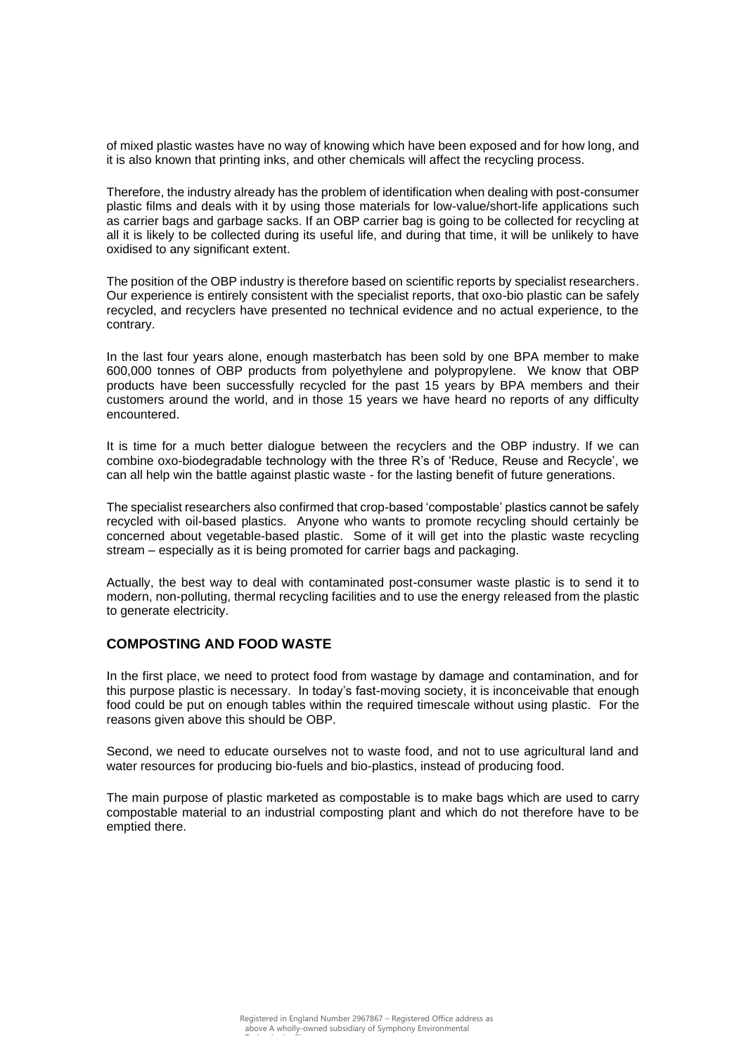of mixed plastic wastes have no way of knowing which have been exposed and for how long, and it is also known that printing inks, and other chemicals will affect the recycling process.

Therefore, the industry already has the problem of identification when dealing with post-consumer plastic films and deals with it by using those materials for low-value/short-life applications such as carrier bags and garbage sacks. If an OBP carrier bag is going to be collected for recycling at all it is likely to be collected during its useful life, and during that time, it will be unlikely to have oxidised to any significant extent.

The position of the OBP industry is therefore based on scientific reports by specialist researchers. Our experience is entirely consistent with the specialist reports, that oxo-bio plastic can be safely recycled, and recyclers have presented no technical evidence and no actual experience, to the contrary.

In the last four years alone, enough masterbatch has been sold by one BPA member to make 600,000 tonnes of OBP products from polyethylene and polypropylene. We know that OBP products have been successfully recycled for the past 15 years by BPA members and their customers around the world, and in those 15 years we have heard no reports of any difficulty encountered.

It is time for a much better dialogue between the recyclers and the OBP industry. If we can combine oxo-biodegradable technology with the three R's of 'Reduce, Reuse and Recycle', we can all help win the battle against plastic waste - for the lasting benefit of future generations.

The specialist researchers also confirmed that crop-based 'compostable' plastics cannot be safely recycled with oil-based plastics. Anyone who wants to promote recycling should certainly be concerned about vegetable-based plastic. Some of it will get into the plastic waste recycling stream – especially as it is being promoted for carrier bags and packaging.

Actually, the best way to deal with contaminated post-consumer waste plastic is to send it to modern, non-polluting, thermal recycling facilities and to use the energy released from the plastic to generate electricity.

## COMPOSTING AND FOOD WASTE

In the first place, we need to protect food from wastage by damage and contamination, and for this purpose plastic is necessary. In today's fast-moving society, it is inconceivable that enough food could be put on enough tables within the required timescale without using plastic. For the reasons given above this should be OBP.

Second, we need to educate ourselves not to waste food, and not to use agricultural land and water resources for producing bio-fuels and bio-plastics, instead of producing food.

The main purpose of plastic marketed as compostable is to make bags which are used to carry compostable material to an industrial composting plant and which do not therefore have to be emptied there.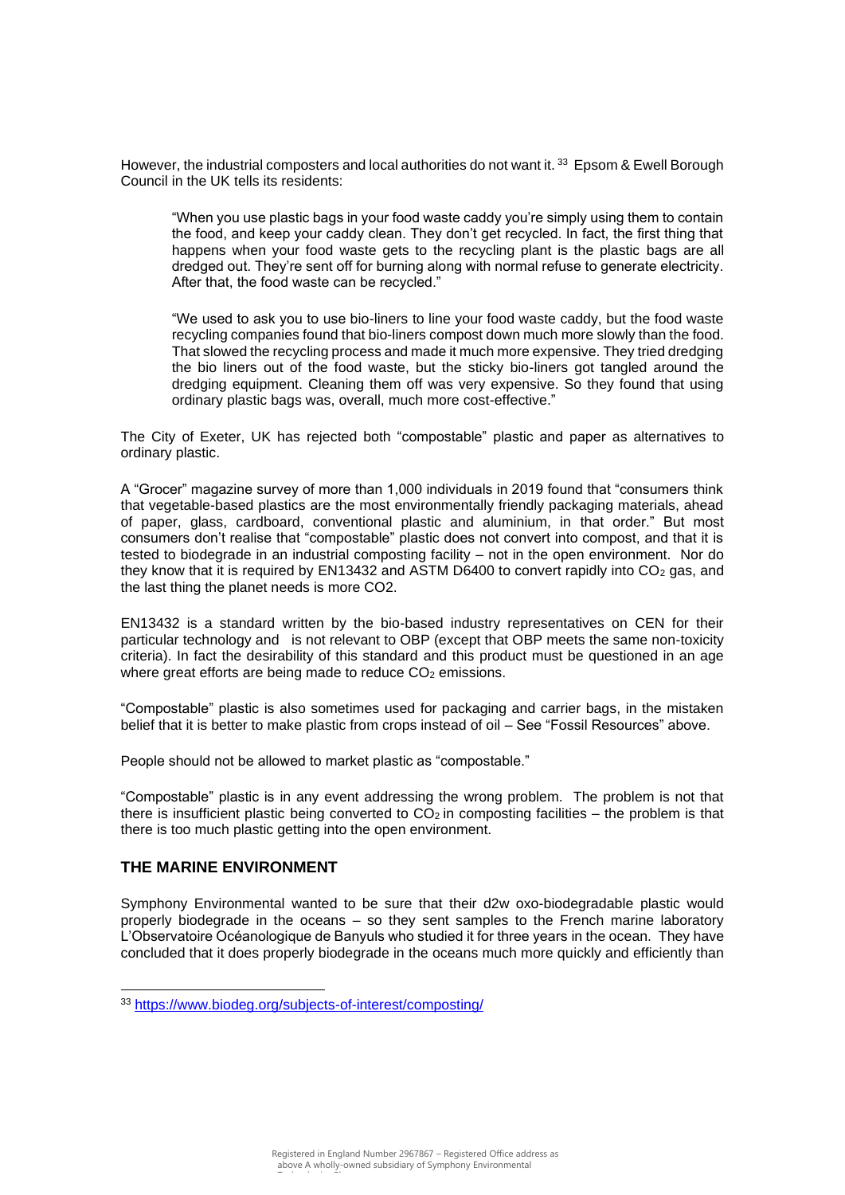However, the industrial composters and local authorities do not want it.[33] Epsom & Ewell Borough Council in the UK tells its residents:

> "When you use plastic bags in your food waste caddy you're simply using them to contain the food, and keep your caddy clean. They don't get recycled. In fact, the first thing that happens when your food waste gets to the recycling plant is the plastic bags are all dredged out. They're sent off for burning along with normal refuse to generate electricity. After that, the food waste can be recycled."

> "We used to ask you to use bio-liners to line your food waste caddy, but the food waste recycling companies found that bio-liners compost down much more slowly than the food. That slowed the recycling process and made it much more expensive. They tried dredging the bio liners out of the food waste, but the sticky bio-liners got tangled around the dredging equipment. Cleaning them off was very expensive. So they found that using ordinary plastic bags was, overall, much more cost-effective."

The City of Exeter, UK has rejected both "compostable" plastic and paper as alternatives to ordinary plastic.

A "Grocer" magazine survey of more than 1,000 individuals in 2019 found that "consumers think that vegetable-based plastics are the most environmentally friendly packaging materials, ahead of paper, glass, cardboard, conventional plastic and aluminium, in that order." But most consumers don't realise that "compostable" plastic does not convert into compost, and that it is tested to biodegrade in an industrial composting facility – not in the open environment. Nor do they know that it is required by EN13432 and ASTM D6400 to convert rapidly into $CO_2$ gas, and the last thing the planet needs is more CO2.

EN13432 is a standard written by the bio-based industry representatives on CEN for their particular technology and is not relevant to OBP (except that OBP meets the same non-toxicity criteria). In fact the desirability of this standard and this product must be questioned in an age where great efforts are being made to reduce $CO_2$ emissions.

"Compostable" plastic is also sometimes used for packaging and carrier bags, in the mistaken belief that it is better to make plastic from crops instead of oil – See "Fossil Resources" above.

People should not be allowed to market plastic as "compostable."

"Compostable" plastic is in any event addressing the wrong problem. The problem is not that there is insufficient plastic being converted to $CO_2$ in composting facilities – the problem is that there is too much plastic getting into the open environment.

## THE MARINE ENVIRONMENT

Symphony Environmental wanted to be sure that their d2w oxo-biodegradable plastic would properly biodegrade in the oceans – so they sent samples to the French marine laboratory L'Observatoire Océanologique de Banyuls who studied it for three years in the ocean. They have concluded that it does properly biodegrade in the oceans much more quickly and efficiently than

[33] https://www.biodeg.org/subjects-of-interest/composting/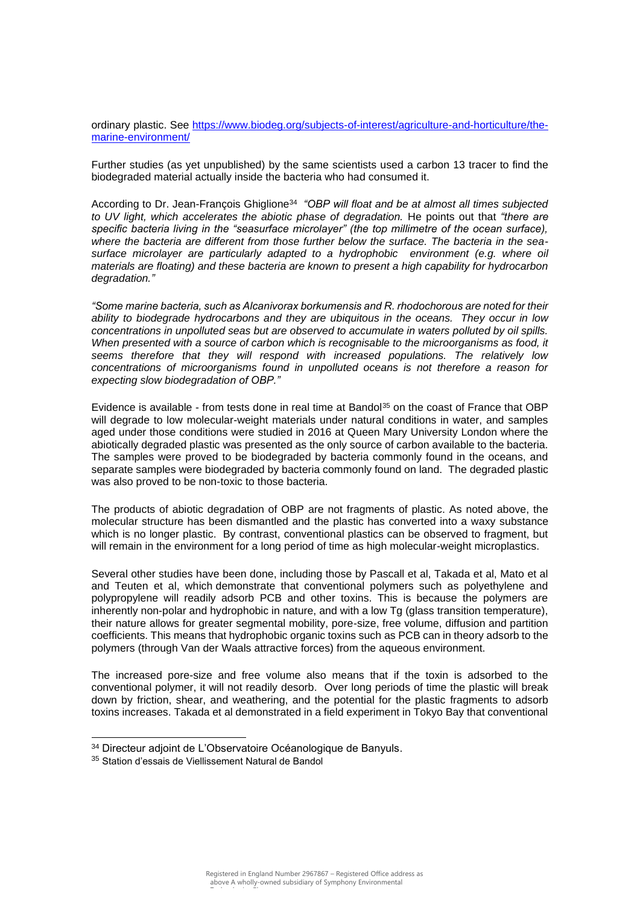ordinary plastic. See [https://www.biodeg.org/subjects-of-interest/agriculture-and-horticulture/the-marine-environment/](https://www.biodeg.org/subjects-of-interest/agriculture-and-horticulture/the-marine-environment/)

Further studies (as yet unpublished) by the same scientists used a carbon 13 tracer to find the biodegraded material actually inside the bacteria who had consumed it.

According to Dr. Jean-François Ghiglione[34] *"OBP will float and be at almost all times subjected to UV light, which accelerates the abiotic phase of degradation.* He points out that *"there are specific bacteria living in the "seasurface microlayer" (the top millimetre of the ocean surface), where the bacteria are different from those further below the surface. The bacteria in the sea-surface microlayer are particularly adapted to a hydrophobic environment (e.g. where oil materials are floating) and these bacteria are known to present a high capability for hydrocarbon degradation."*

*"Some marine bacteria, such as Alcanivorax borkumensis and R. rhodochorous are noted for their ability to biodegrade hydrocarbons and they are ubiquitous in the oceans. They occur in low concentrations in unpolluted seas but are observed to accumulate in waters polluted by oil spills. When presented with a source of carbon which is recognisable to the microorganisms as food, it seems therefore that they will respond with increased populations. The relatively low concentrations of microorganisms found in unpolluted oceans is not therefore a reason for expecting slow biodegradation of OBP."*

Evidence is available - from tests done in real time at Bandol[35] on the coast of France that OBP will degrade to low molecular-weight materials under natural conditions in water, and samples aged under those conditions were studied in 2016 at Queen Mary University London where the abiotically degraded plastic was presented as the only source of carbon available to the bacteria. The samples were proved to be biodegraded by bacteria commonly found in the oceans, and separate samples were biodegraded by bacteria commonly found on land. The degraded plastic was also proved to be non-toxic to those bacteria.

The products of abiotic degradation of OBP are not fragments of plastic. As noted above, the molecular structure has been dismantled and the plastic has converted into a waxy substance which is no longer plastic. By contrast, conventional plastics can be observed to fragment, but will remain in the environment for a long period of time as high molecular-weight microplastics.

Several other studies have been done, including those by Pascall et al, Takada et al, Mato et al and Teuten et al, which demonstrate that conventional polymers such as polyethylene and polypropylene will readily adsorb PCB and other toxins. This is because the polymers are inherently non-polar and hydrophobic in nature, and with a low Tg (glass transition temperature), their nature allows for greater segmental mobility, pore-size, free volume, diffusion and partition coefficients. This means that hydrophobic organic toxins such as PCB can in theory adsorb to the polymers (through Van der Waals attractive forces) from the aqueous environment.

The increased pore-size and free volume also means that if the toxin is adsorbed to the conventional polymer, it will not readily desorb. Over long periods of time the plastic will break down by friction, shear, and weathering, and the potential for the plastic fragments to adsorb toxins increases. Takada et al demonstrated in a field experiment in Tokyo Bay that conventional

---

[34] Directeur adjoint de L'Observatoire Océanologique de Banyuls.

[35] Station d'essais de Viellissement Natural de Bandol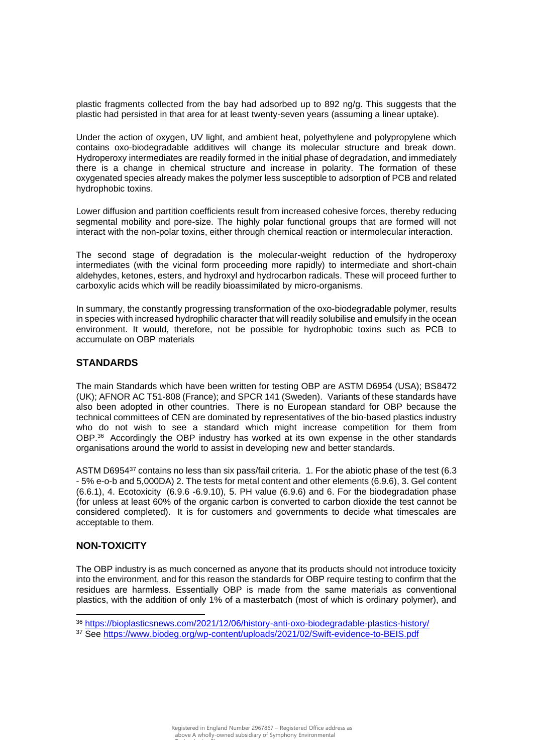plastic fragments collected from the bay had adsorbed up to 892 ng/g. This suggests that the plastic had persisted in that area for at least twenty-seven years (assuming a linear uptake).

Under the action of oxygen, UV light, and ambient heat, polyethylene and polypropylene which contains oxo-biodegradable additives will change its molecular structure and break down. Hydroperoxy intermediates are readily formed in the initial phase of degradation, and immediately there is a change in chemical structure and increase in polarity. The formation of these oxygenated species already makes the polymer less susceptible to adsorption of PCB and related hydrophobic toxins.

Lower diffusion and partition coefficients result from increased cohesive forces, thereby reducing segmental mobility and pore-size. The highly polar functional groups that are formed will not interact with the non-polar toxins, either through chemical reaction or intermolecular interaction.

The second stage of degradation is the molecular-weight reduction of the hydroperoxy intermediates (with the vicinal form proceeding more rapidly) to intermediate and short-chain aldehydes, ketones, esters, and hydroxyl and hydrocarbon radicals. These will proceed further to carboxylic acids which will be readily bioassimilated by micro-organisms.

In summary, the constantly progressing transformation of the oxo-biodegradable polymer, results in species with increased hydrophilic character that will readily solubilise and emulsify in the ocean environment. It would, therefore, not be possible for hydrophobic toxins such as PCB to accumulate on OBP materials

## STANDARDS

The main Standards which have been written for testing OBP are ASTM D6954 (USA); BS8472 (UK); AFNOR AC T51-808 (France); and SPCR 141 (Sweden). Variants of these standards have also been adopted in other countries. There is no European standard for OBP because the technical committees of CEN are dominated by representatives of the bio-based plastics industry who do not wish to see a standard which might increase competition for them from OBP.[36] Accordingly the OBP industry has worked at its own expense in the other standards organisations around the world to assist in developing new and better standards.

ASTM D6954[37] contains no less than six pass/fail criteria. 1. For the abiotic phase of the test (6.3 - 5% e-o-b and 5,000DA) 2. The tests for metal content and other elements (6.9.6), 3. Gel content (6.6.1), 4. Ecotoxicity (6.9.6 -6.9.10), 5. PH value (6.9.6) and 6. For the biodegradation phase (for unless at least 60% of the organic carbon is converted to carbon dioxide the test cannot be considered completed). It is for customers and governments to decide what timescales are acceptable to them.

## NON-TOXICITY

The OBP industry is as much concerned as anyone that its products should not introduce toxicity into the environment, and for this reason the standards for OBP require testing to confirm that the residues are harmless. Essentially OBP is made from the same materials as conventional plastics, with the addition of only 1% of a masterbatch (most of which is ordinary polymer), and

[36] https://bioplasticsnews.com/2021/12/06/history-anti-oxo-biodegradable-plastics-history/

[37] See https://www.biodeg.org/wp-content/uploads/2021/02/Swift-evidence-to-BEIS.pdf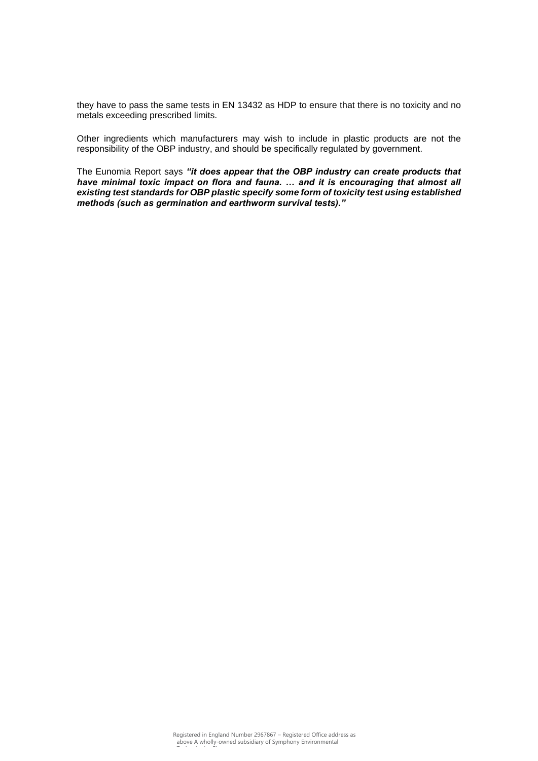they have to pass the same tests in EN 13432 as HDP to ensure that there is no toxicity and no metals exceeding prescribed limits.

Other ingredients which manufacturers may wish to include in plastic products are not the responsibility of the OBP industry, and should be specifically regulated by government.

The Eunomia Report says ***"it does appear that the OBP industry can create products that have minimal toxic impact on flora and fauna. … and it is encouraging that almost all existing test standards for OBP plastic specify some form of toxicity test using established methods (such as germination and earthworm survival tests)."***